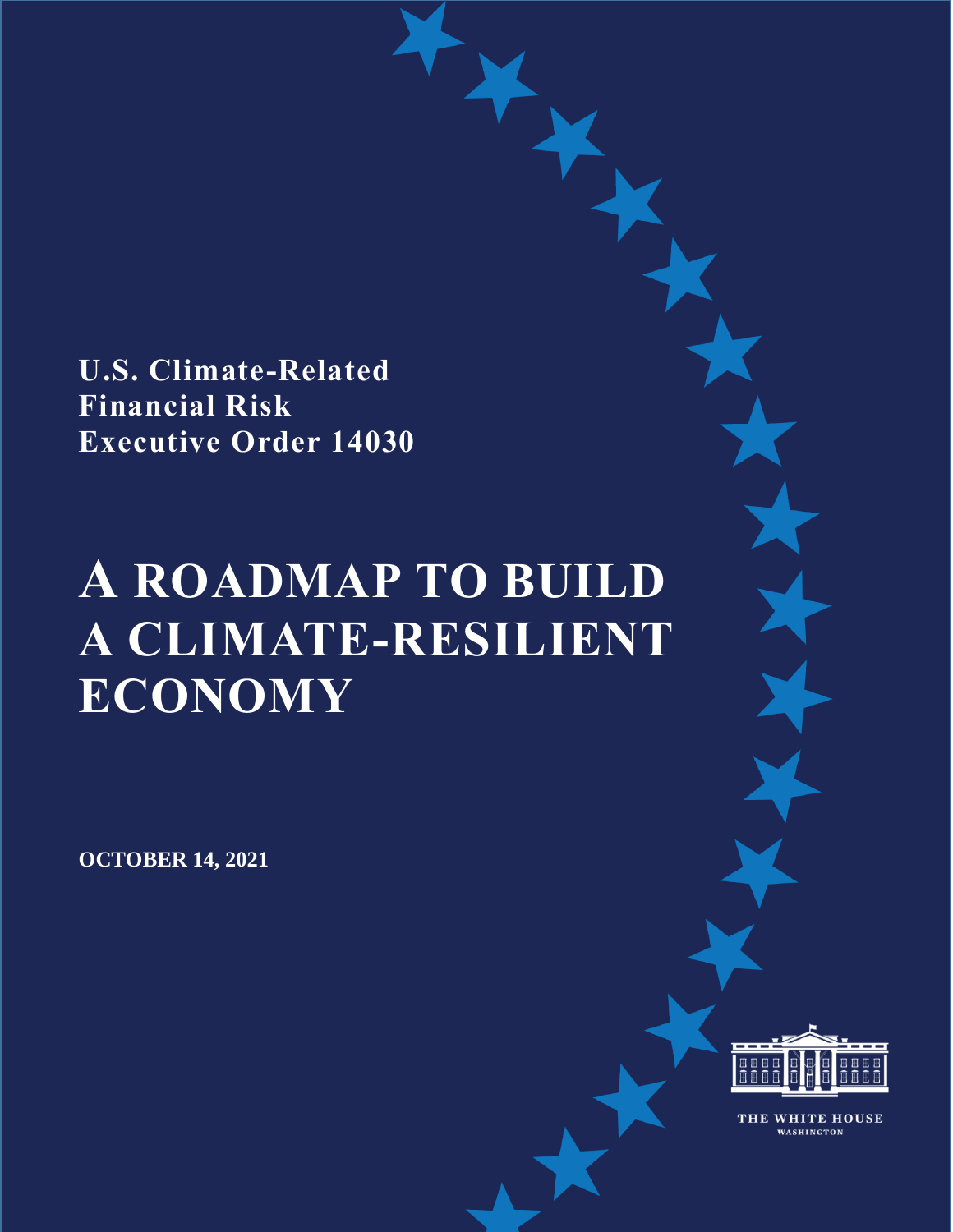**U.S. Climate-Related Financial Risk Executive Order 14030**

# A ROADMAP TO BUILD A CLIMATE-RESILIENT ECONOMY

**OCTOBER 14, 2021**

THE WHITE HOUSE
WASHINGTON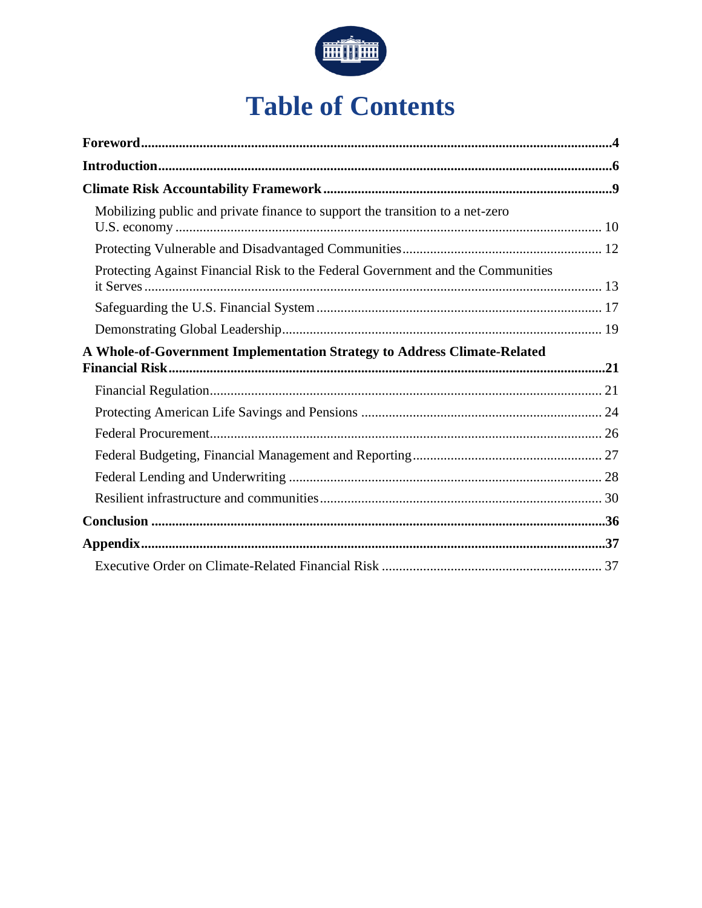# Table of Contents

**Foreword** ..... **4**

**Introduction** ..... **6**

**Climate Risk Accountability Framework** ..... **9**

- Mobilizing public and private finance to support the transition to a net-zero U.S. economy ..... 10
- Protecting Vulnerable and Disadvantaged Communities ..... 12
- Protecting Against Financial Risk to the Federal Government and the Communities it Serves ..... 13
- Safeguarding the U.S. Financial System ..... 17
- Demonstrating Global Leadership ..... 19

**A Whole-of-Government Implementation Strategy to Address Climate-Related Financial Risk** ..... **21**

- Financial Regulation ..... 21
- Protecting American Life Savings and Pensions ..... 24
- Federal Procurement ..... 26
- Federal Budgeting, Financial Management and Reporting ..... 27
- Federal Lending and Underwriting ..... 28
- Resilient infrastructure and communities ..... 30

**Conclusion** ..... **36**

**Appendix** ..... **37**

- Executive Order on Climate-Related Financial Risk ..... 37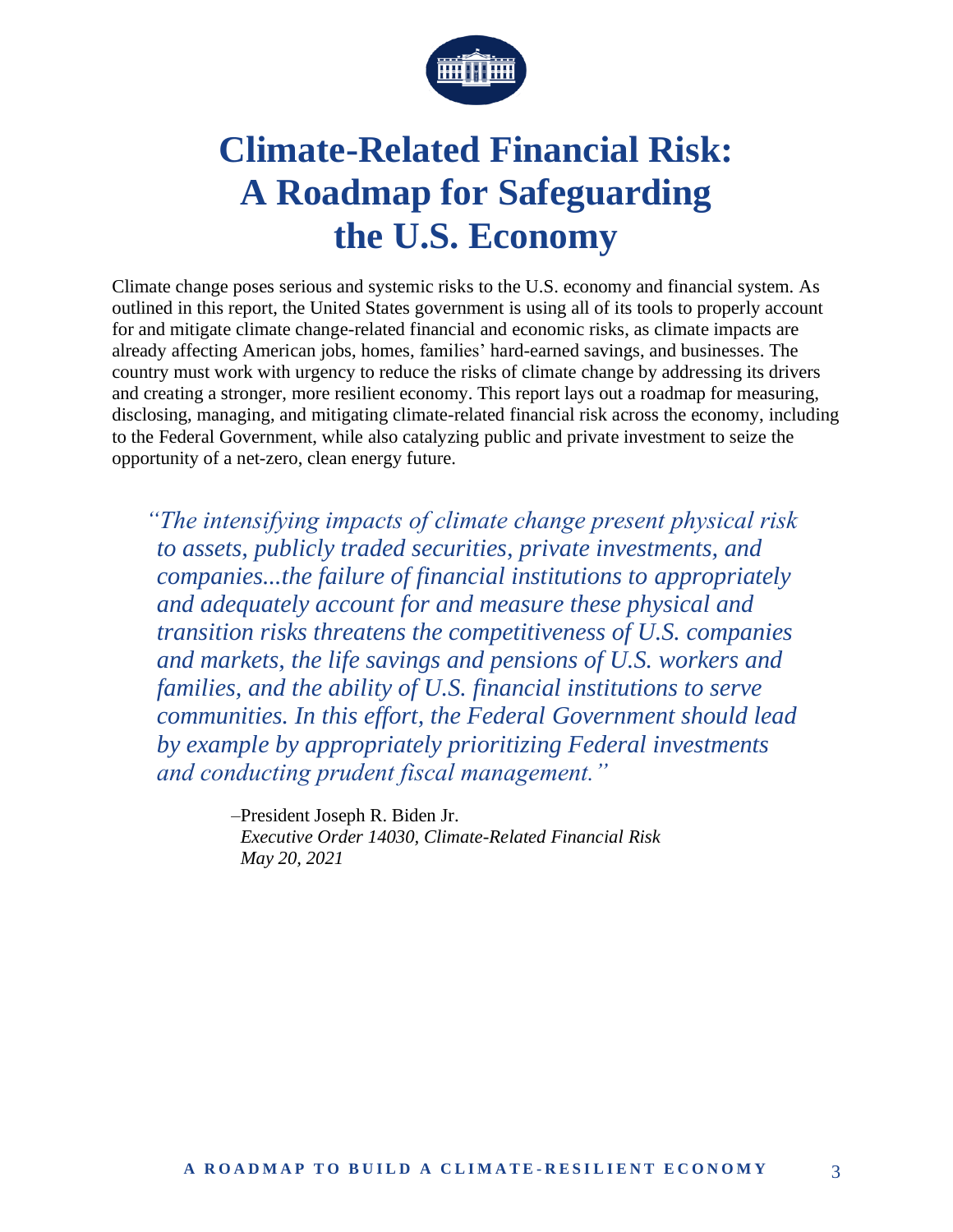# Climate-Related Financial Risk: A Roadmap for Safeguarding the U.S. Economy

Climate change poses serious and systemic risks to the U.S. economy and financial system. As outlined in this report, the United States government is using all of its tools to properly account for and mitigate climate change-related financial and economic risks, as climate impacts are already affecting American jobs, homes, families' hard-earned savings, and businesses. The country must work with urgency to reduce the risks of climate change by addressing its drivers and creating a stronger, more resilient economy. This report lays out a roadmap for measuring, disclosing, managing, and mitigating climate-related financial risk across the economy, including to the Federal Government, while also catalyzing public and private investment to seize the opportunity of a net-zero, clean energy future.

> *"The intensifying impacts of climate change present physical risk to assets, publicly traded securities, private investments, and companies...the failure of financial institutions to appropriately and adequately account for and measure these physical and transition risks threatens the competitiveness of U.S. companies and markets, the life savings and pensions of U.S. workers and families, and the ability of U.S. financial institutions to serve communities. In this effort, the Federal Government should lead by example by appropriately prioritizing Federal investments and conducting prudent fiscal management."*
>
> –President Joseph R. Biden Jr.
> *Executive Order 14030, Climate-Related Financial Risk*
> *May 20, 2021*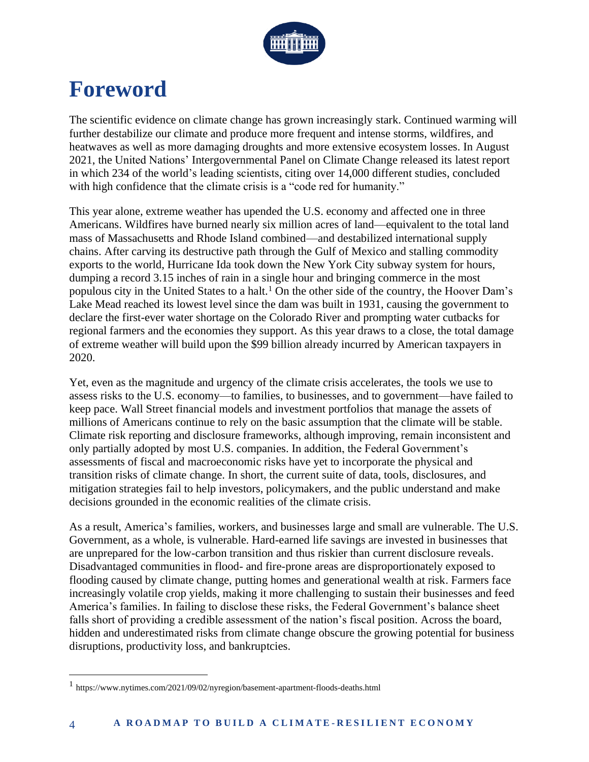# Foreword

The scientific evidence on climate change has grown increasingly stark. Continued warming will further destabilize our climate and produce more frequent and intense storms, wildfires, and heatwaves as well as more damaging droughts and more extensive ecosystem losses. In August 2021, the United Nations' Intergovernmental Panel on Climate Change released its latest report in which 234 of the world's leading scientists, citing over 14,000 different studies, concluded with high confidence that the climate crisis is a "code red for humanity."

This year alone, extreme weather has upended the U.S. economy and affected one in three Americans. Wildfires have burned nearly six million acres of land—equivalent to the total land mass of Massachusetts and Rhode Island combined—and destabilized international supply chains. After carving its destructive path through the Gulf of Mexico and stalling commodity exports to the world, Hurricane Ida took down the New York City subway system for hours, dumping a record 3.15 inches of rain in a single hour and bringing commerce in the most populous city in the United States to a halt.[1] On the other side of the country, the Hoover Dam's Lake Mead reached its lowest level since the dam was built in 1931, causing the government to declare the first-ever water shortage on the Colorado River and prompting water cutbacks for regional farmers and the economies they support. As this year draws to a close, the total damage of extreme weather will build upon the $99 billion already incurred by American taxpayers in 2020.

Yet, even as the magnitude and urgency of the climate crisis accelerates, the tools we use to assess risks to the U.S. economy—to families, to businesses, and to government—have failed to keep pace. Wall Street financial models and investment portfolios that manage the assets of millions of Americans continue to rely on the basic assumption that the climate will be stable. Climate risk reporting and disclosure frameworks, although improving, remain inconsistent and only partially adopted by most U.S. companies. In addition, the Federal Government's assessments of fiscal and macroeconomic risks have yet to incorporate the physical and transition risks of climate change. In short, the current suite of data, tools, disclosures, and mitigation strategies fail to help investors, policymakers, and the public understand and make decisions grounded in the economic realities of the climate crisis.

As a result, America's families, workers, and businesses large and small are vulnerable. The U.S. Government, as a whole, is vulnerable. Hard-earned life savings are invested in businesses that are unprepared for the low-carbon transition and thus riskier than current disclosure reveals. Disadvantaged communities in flood- and fire-prone areas are disproportionately exposed to flooding caused by climate change, putting homes and generational wealth at risk. Farmers face increasingly volatile crop yields, making it more challenging to sustain their businesses and feed America's families. In failing to disclose these risks, the Federal Government's balance sheet falls short of providing a credible assessment of the nation's fiscal position. Across the board, hidden and underestimated risks from climate change obscure the growing potential for business disruptions, productivity loss, and bankruptcies.

[1] https://www.nytimes.com/2021/09/02/nyregion/basement-apartment-floods-deaths.html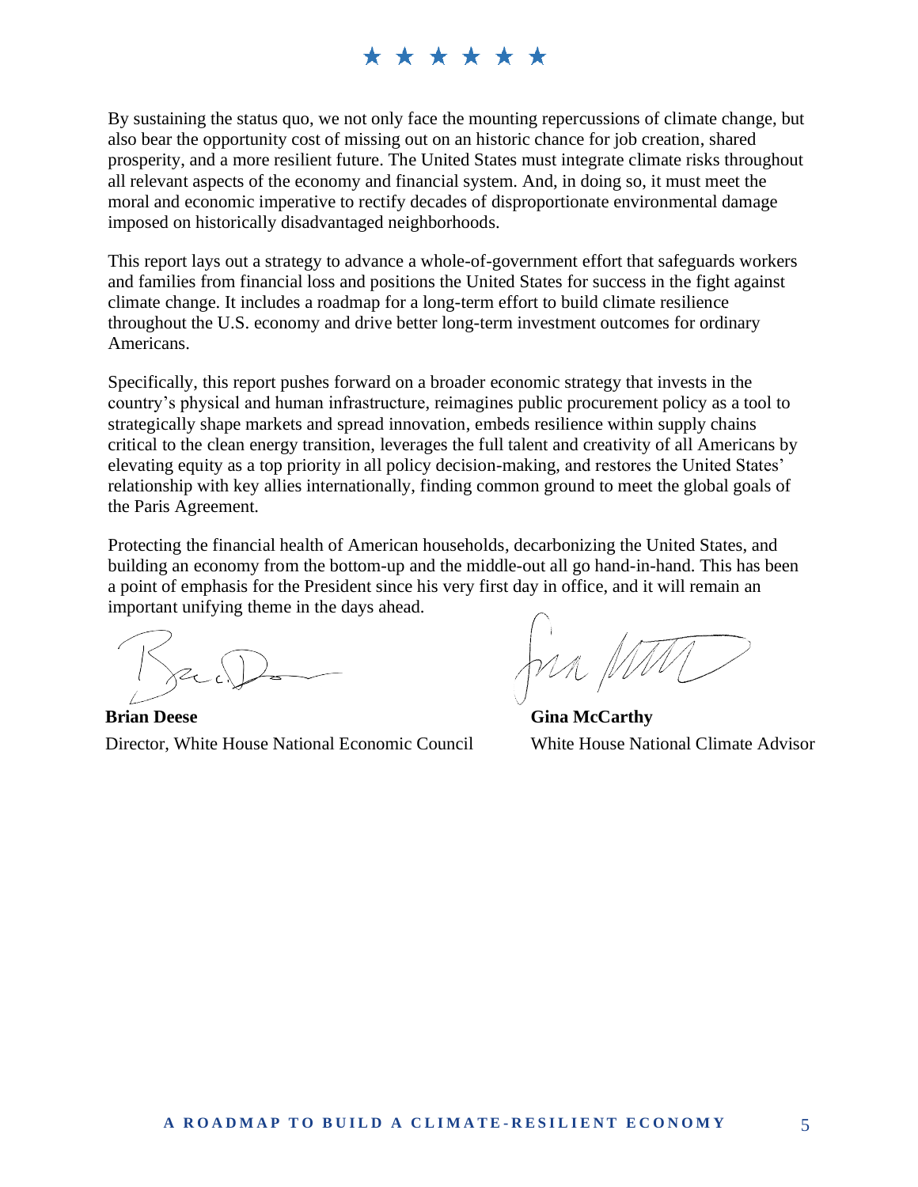By sustaining the status quo, we not only face the mounting repercussions of climate change, but also bear the opportunity cost of missing out on an historic chance for job creation, shared prosperity, and a more resilient future. The United States must integrate climate risks throughout all relevant aspects of the economy and financial system. And, in doing so, it must meet the moral and economic imperative to rectify decades of disproportionate environmental damage imposed on historically disadvantaged neighborhoods.

This report lays out a strategy to advance a whole-of-government effort that safeguards workers and families from financial loss and positions the United States for success in the fight against climate change. It includes a roadmap for a long-term effort to build climate resilience throughout the U.S. economy and drive better long-term investment outcomes for ordinary Americans.

Specifically, this report pushes forward on a broader economic strategy that invests in the country's physical and human infrastructure, reimagines public procurement policy as a tool to strategically shape markets and spread innovation, embeds resilience within supply chains critical to the clean energy transition, leverages the full talent and creativity of all Americans by elevating equity as a top priority in all policy decision-making, and restores the United States' relationship with key allies internationally, finding common ground to meet the global goals of the Paris Agreement.

Protecting the financial health of American households, decarbonizing the United States, and building an economy from the bottom-up and the middle-out all go hand-in-hand. This has been a point of emphasis for the President since his very first day in office, and it will remain an important unifying theme in the days ahead.

**Brian Deese**
Director, White House National Economic Council

**Gina McCarthy**
White House National Climate Advisor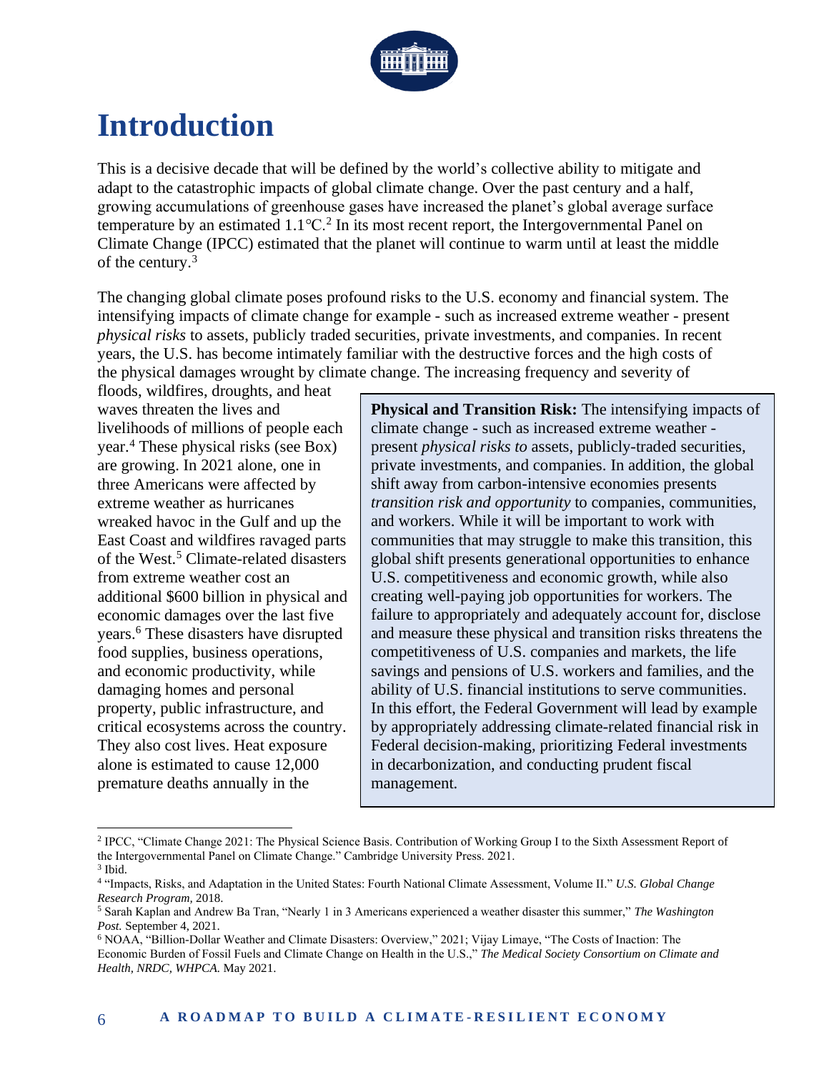# Introduction

This is a decisive decade that will be defined by the world's collective ability to mitigate and adapt to the catastrophic impacts of global climate change. Over the past century and a half, growing accumulations of greenhouse gases have increased the planet's global average surface temperature by an estimated 1.1℃.[2] In its most recent report, the Intergovernmental Panel on Climate Change (IPCC) estimated that the planet will continue to warm until at least the middle of the century.[3]

The changing global climate poses profound risks to the U.S. economy and financial system. The intensifying impacts of climate change for example - such as increased extreme weather - present *physical risks* to assets, publicly traded securities, private investments, and companies. In recent years, the U.S. has become intimately familiar with the destructive forces and the high costs of the physical damages wrought by climate change. The increasing frequency and severity of floods, wildfires, droughts, and heat waves threaten the lives and livelihoods of millions of people each year.[4] These physical risks (see Box) are growing. In 2021 alone, one in three Americans were affected by extreme weather as hurricanes wreaked havoc in the Gulf and up the East Coast and wildfires ravaged parts of the West.[5] Climate-related disasters from extreme weather cost an additional $600 billion in physical and economic damages over the last five years.[6] These disasters have disrupted food supplies, business operations, and economic productivity, while damaging homes and personal property, public infrastructure, and critical ecosystems across the country. They also cost lives. Heat exposure alone is estimated to cause 12,000 premature deaths annually in the

> **Physical and Transition Risk:** The intensifying impacts of climate change - such as increased extreme weather - present *physical risks to* assets, publicly-traded securities, private investments, and companies. In addition, the global shift away from carbon-intensive economies presents *transition risk and opportunity* to companies, communities, and workers. While it will be important to work with communities that may struggle to make this transition, this global shift presents generational opportunities to enhance U.S. competitiveness and economic growth, while also creating well-paying job opportunities for workers. The failure to appropriately and adequately account for, disclose and measure these physical and transition risks threatens the competitiveness of U.S. companies and markets, the life savings and pensions of U.S. workers and families, and the ability of U.S. financial institutions to serve communities. In this effort, the Federal Government will lead by example by appropriately addressing climate-related financial risk in Federal decision-making, prioritizing Federal investments in decarbonization, and conducting prudent fiscal management.

---

[2] IPCC, "Climate Change 2021: The Physical Science Basis. Contribution of Working Group I to the Sixth Assessment Report of the Intergovernmental Panel on Climate Change." Cambridge University Press. 2021.

[3] Ibid.

[4] "Impacts, Risks, and Adaptation in the United States: Fourth National Climate Assessment, Volume II." *U.S. Global Change Research Program,* 2018.

[5] Sarah Kaplan and Andrew Ba Tran, "Nearly 1 in 3 Americans experienced a weather disaster this summer," *The Washington Post.* September 4, 2021.

[6] NOAA, "Billion-Dollar Weather and Climate Disasters: Overview," 2021; Vijay Limaye, "The Costs of Inaction: The Economic Burden of Fossil Fuels and Climate Change on Health in the U.S.," *The Medical Society Consortium on Climate and Health, NRDC, WHPCA.* May 2021.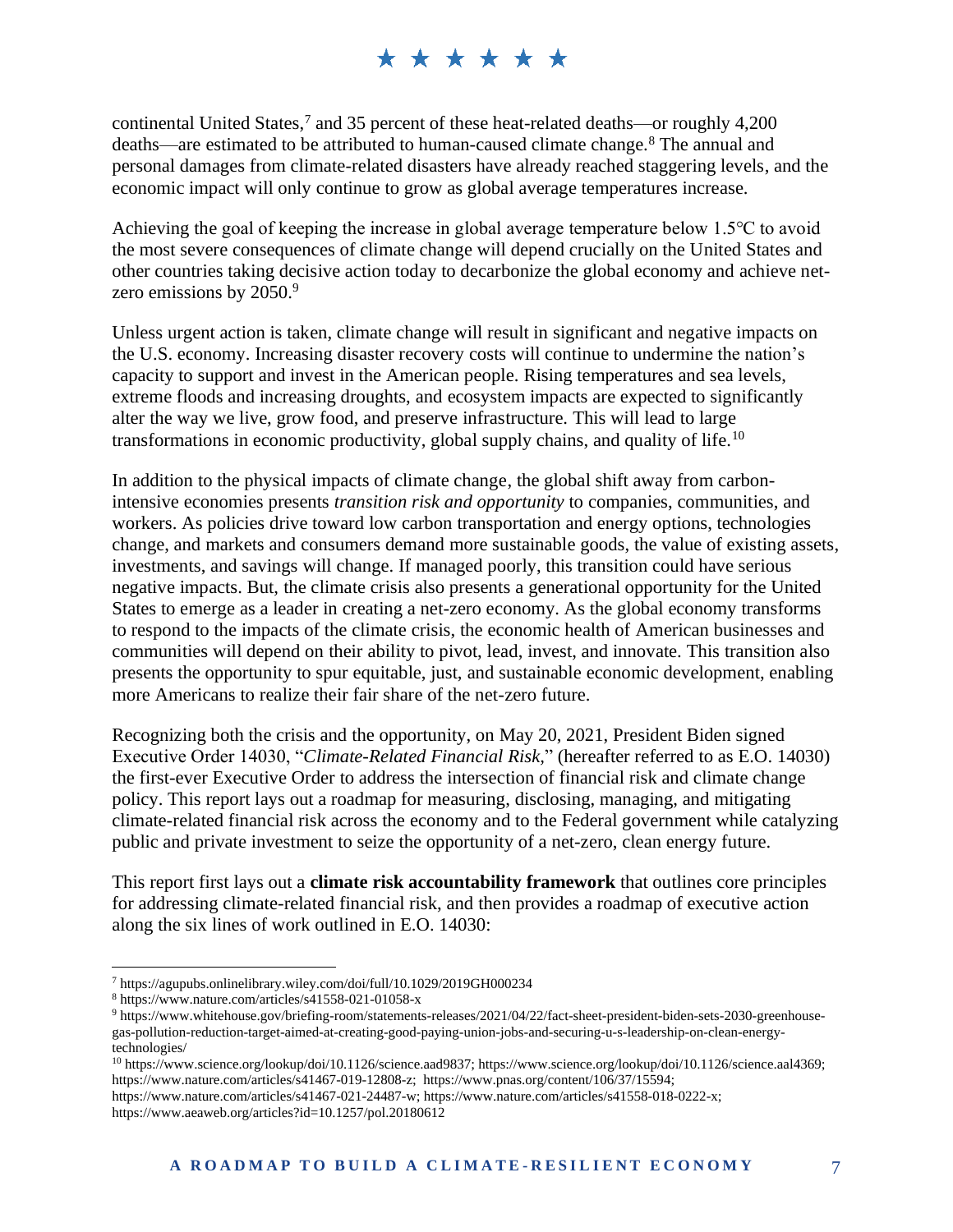continental United States,[7] and 35 percent of these heat-related deaths—or roughly 4,200 deaths—are estimated to be attributed to human-caused climate change.[8] The annual and personal damages from climate-related disasters have already reached staggering levels, and the economic impact will only continue to grow as global average temperatures increase.

Achieving the goal of keeping the increase in global average temperature below 1.5℃ to avoid the most severe consequences of climate change will depend crucially on the United States and other countries taking decisive action today to decarbonize the global economy and achieve net-zero emissions by 2050.[9]

Unless urgent action is taken, climate change will result in significant and negative impacts on the U.S. economy. Increasing disaster recovery costs will continue to undermine the nation's capacity to support and invest in the American people. Rising temperatures and sea levels, extreme floods and increasing droughts, and ecosystem impacts are expected to significantly alter the way we live, grow food, and preserve infrastructure. This will lead to large transformations in economic productivity, global supply chains, and quality of life.[10]

In addition to the physical impacts of climate change, the global shift away from carbon-intensive economies presents *transition risk and opportunity* to companies, communities, and workers. As policies drive toward low carbon transportation and energy options, technologies change, and markets and consumers demand more sustainable goods, the value of existing assets, investments, and savings will change. If managed poorly, this transition could have serious negative impacts. But, the climate crisis also presents a generational opportunity for the United States to emerge as a leader in creating a net-zero economy. As the global economy transforms to respond to the impacts of the climate crisis, the economic health of American businesses and communities will depend on their ability to pivot, lead, invest, and innovate. This transition also presents the opportunity to spur equitable, just, and sustainable economic development, enabling more Americans to realize their fair share of the net-zero future.

Recognizing both the crisis and the opportunity, on May 20, 2021, President Biden signed Executive Order 14030, "*Climate-Related Financial Risk,*" (hereafter referred to as E.O. 14030) the first-ever Executive Order to address the intersection of financial risk and climate change policy. This report lays out a roadmap for measuring, disclosing, managing, and mitigating climate-related financial risk across the economy and to the Federal government while catalyzing public and private investment to seize the opportunity of a net-zero, clean energy future.

This report first lays out a **climate risk accountability framework** that outlines core principles for addressing climate-related financial risk, and then provides a roadmap of executive action along the six lines of work outlined in E.O. 14030:

---

[7] https://agupubs.onlinelibrary.wiley.com/doi/full/10.1029/2019GH000234

[8] https://www.nature.com/articles/s41558-021-01058-x

[9] https://www.whitehouse.gov/briefing-room/statements-releases/2021/04/22/fact-sheet-president-biden-sets-2030-greenhouse-gas-pollution-reduction-target-aimed-at-creating-good-paying-union-jobs-and-securing-u-s-leadership-on-clean-energy-technologies/

[10] https://www.science.org/lookup/doi/10.1126/science.aad9837; https://www.science.org/lookup/doi/10.1126/science.aal4369; https://www.nature.com/articles/s41467-019-12808-z; https://www.pnas.org/content/106/37/15594; https://www.nature.com/articles/s41467-021-24487-w; https://www.nature.com/articles/s41558-018-0222-x; https://www.aeaweb.org/articles?id=10.1257/pol.20180612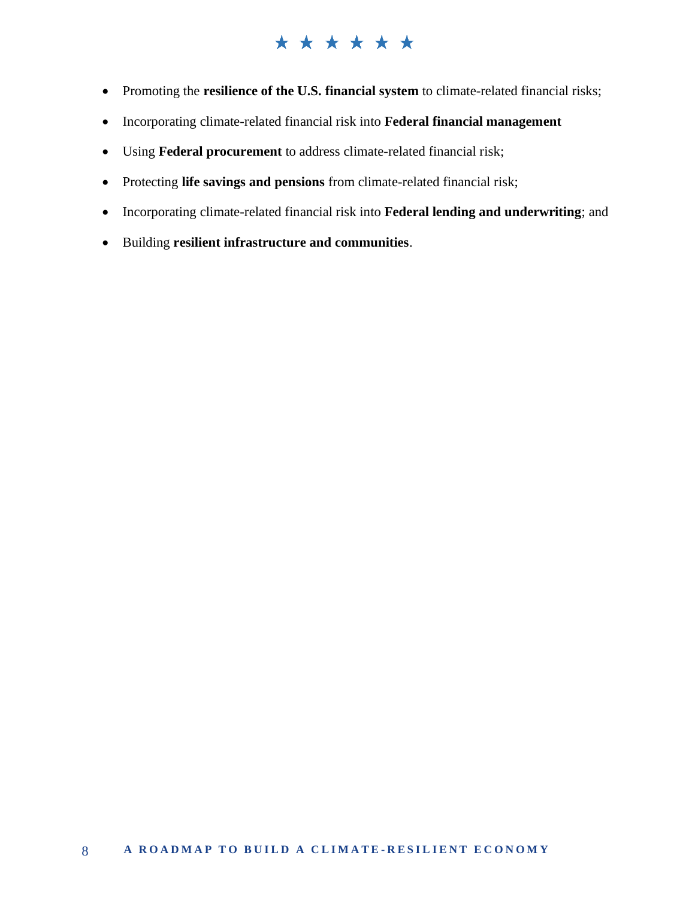- Promoting the **resilience of the U.S. financial system** to climate-related financial risks;
- Incorporating climate-related financial risk into **Federal financial management**
- Using **Federal procurement** to address climate-related financial risk;
- Protecting **life savings and pensions** from climate-related financial risk;
- Incorporating climate-related financial risk into **Federal lending and underwriting**; and
- Building **resilient infrastructure and communities**.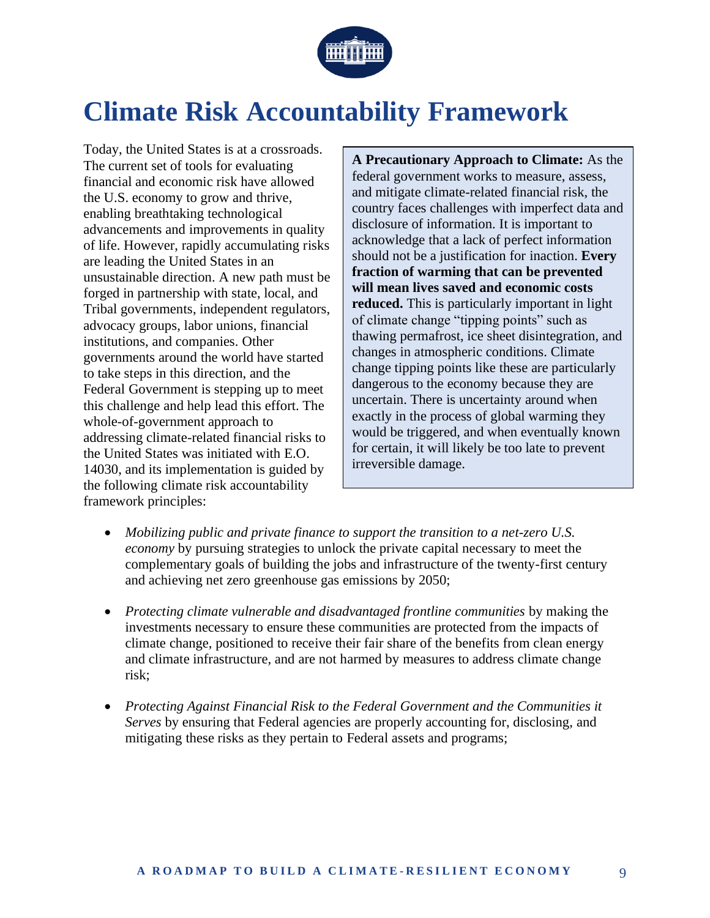# Climate Risk Accountability Framework

Today, the United States is at a crossroads. The current set of tools for evaluating financial and economic risk have allowed the U.S. economy to grow and thrive, enabling breathtaking technological advancements and improvements in quality of life. However, rapidly accumulating risks are leading the United States in an unsustainable direction. A new path must be forged in partnership with state, local, and Tribal governments, independent regulators, advocacy groups, labor unions, financial institutions, and companies. Other governments around the world have started to take steps in this direction, and the Federal Government is stepping up to meet this challenge and help lead this effort. The whole-of-government approach to addressing climate-related financial risks to the United States was initiated with E.O. 14030, and its implementation is guided by the following climate risk accountability framework principles:

> **A Precautionary Approach to Climate:** As the federal government works to measure, assess, and mitigate climate-related financial risk, the country faces challenges with imperfect data and disclosure of information. It is important to acknowledge that a lack of perfect information should not be a justification for inaction. **Every fraction of warming that can be prevented will mean lives saved and economic costs reduced.** This is particularly important in light of climate change "tipping points" such as thawing permafrost, ice sheet disintegration, and changes in atmospheric conditions. Climate change tipping points like these are particularly dangerous to the economy because they are uncertain. There is uncertainty around when exactly in the process of global warming they would be triggered, and when eventually known for certain, it will likely be too late to prevent irreversible damage.

- *Mobilizing public and private finance to support the transition to a net-zero U.S. economy* by pursuing strategies to unlock the private capital necessary to meet the complementary goals of building the jobs and infrastructure of the twenty-first century and achieving net zero greenhouse gas emissions by 2050;
- *Protecting climate vulnerable and disadvantaged frontline communities* by making the investments necessary to ensure these communities are protected from the impacts of climate change, positioned to receive their fair share of the benefits from clean energy and climate infrastructure, and are not harmed by measures to address climate change risk;
- *Protecting Against Financial Risk to the Federal Government and the Communities it Serves* by ensuring that Federal agencies are properly accounting for, disclosing, and mitigating these risks as they pertain to Federal assets and programs;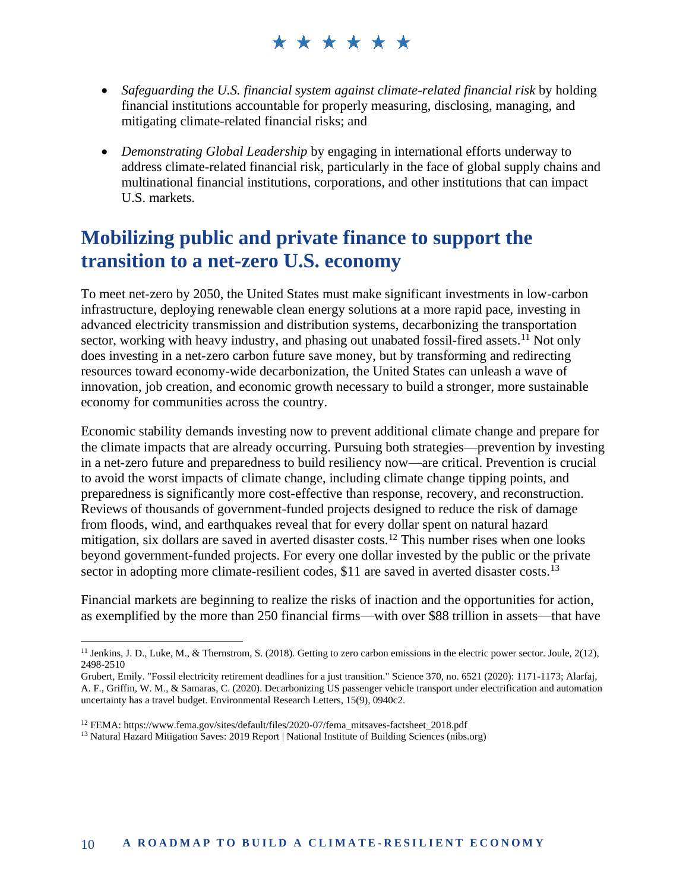- *Safeguarding the U.S. financial system against climate-related financial risk* by holding financial institutions accountable for properly measuring, disclosing, managing, and mitigating climate-related financial risks; and

- *Demonstrating Global Leadership* by engaging in international efforts underway to address climate-related financial risk, particularly in the face of global supply chains and multinational financial institutions, corporations, and other institutions that can impact U.S. markets.

## Mobilizing public and private finance to support the transition to a net-zero U.S. economy

To meet net-zero by 2050, the United States must make significant investments in low-carbon infrastructure, deploying renewable clean energy solutions at a more rapid pace, investing in advanced electricity transmission and distribution systems, decarbonizing the transportation sector, working with heavy industry, and phasing out unabated fossil-fired assets.[11] Not only does investing in a net-zero carbon future save money, but by transforming and redirecting resources toward economy-wide decarbonization, the United States can unleash a wave of innovation, job creation, and economic growth necessary to build a stronger, more sustainable economy for communities across the country.

Economic stability demands investing now to prevent additional climate change and prepare for the climate impacts that are already occurring. Pursuing both strategies—prevention by investing in a net-zero future and preparedness to build resiliency now—are critical. Prevention is crucial to avoid the worst impacts of climate change, including climate change tipping points, and preparedness is significantly more cost-effective than response, recovery, and reconstruction. Reviews of thousands of government-funded projects designed to reduce the risk of damage from floods, wind, and earthquakes reveal that for every dollar spent on natural hazard mitigation, six dollars are saved in averted disaster costs.[12] This number rises when one looks beyond government-funded projects. For every one dollar invested by the public or the private sector in adopting more climate-resilient codes, $11 are saved in averted disaster costs.[13]

Financial markets are beginning to realize the risks of inaction and the opportunities for action, as exemplified by the more than 250 financial firms—with over $88 trillion in assets—that have

---

[11] Jenkins, J. D., Luke, M., & Thernstrom, S. (2018). Getting to zero carbon emissions in the electric power sector. Joule, 2(12), 2498-2510

Grubert, Emily. "Fossil electricity retirement deadlines for a just transition." Science 370, no. 6521 (2020): 1171-1173; Alarfaj, A. F., Griffin, W. M., & Samaras, C. (2020). Decarbonizing US passenger vehicle transport under electrification and automation uncertainty has a travel budget. Environmental Research Letters, 15(9), 0940c2.

[12] FEMA: https://www.fema.gov/sites/default/files/2020-07/fema_mitsaves-factsheet_2018.pdf

[13] Natural Hazard Mitigation Saves: 2019 Report | National Institute of Building Sciences (nibs.org)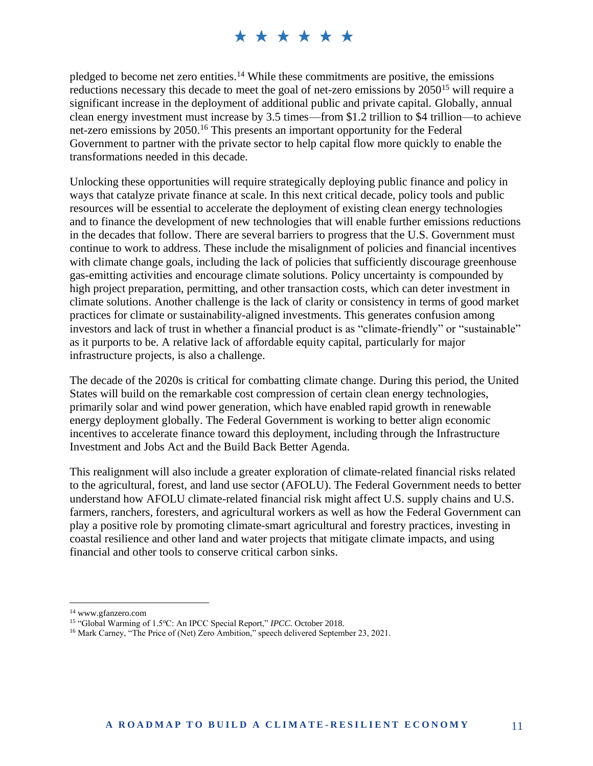pledged to become net zero entities.[14] While these commitments are positive, the emissions reductions necessary this decade to meet the goal of net-zero emissions by 2050[15] will require a significant increase in the deployment of additional public and private capital. Globally, annual clean energy investment must increase by 3.5 times—from $1.2 trillion to $4 trillion—to achieve net-zero emissions by 2050.[16] This presents an important opportunity for the Federal Government to partner with the private sector to help capital flow more quickly to enable the transformations needed in this decade.

Unlocking these opportunities will require strategically deploying public finance and policy in ways that catalyze private finance at scale. In this next critical decade, policy tools and public resources will be essential to accelerate the deployment of existing clean energy technologies and to finance the development of new technologies that will enable further emissions reductions in the decades that follow. There are several barriers to progress that the U.S. Government must continue to work to address. These include the misalignment of policies and financial incentives with climate change goals, including the lack of policies that sufficiently discourage greenhouse gas-emitting activities and encourage climate solutions. Policy uncertainty is compounded by high project preparation, permitting, and other transaction costs, which can deter investment in climate solutions. Another challenge is the lack of clarity or consistency in terms of good market practices for climate or sustainability-aligned investments. This generates confusion among investors and lack of trust in whether a financial product is as "climate-friendly" or "sustainable" as it purports to be. A relative lack of affordable equity capital, particularly for major infrastructure projects, is also a challenge.

The decade of the 2020s is critical for combatting climate change. During this period, the United States will build on the remarkable cost compression of certain clean energy technologies, primarily solar and wind power generation, which have enabled rapid growth in renewable energy deployment globally. The Federal Government is working to better align economic incentives to accelerate finance toward this deployment, including through the Infrastructure Investment and Jobs Act and the Build Back Better Agenda.

This realignment will also include a greater exploration of climate-related financial risks related to the agricultural, forest, and land use sector (AFOLU). The Federal Government needs to better understand how AFOLU climate-related financial risk might affect U.S. supply chains and U.S. farmers, ranchers, foresters, and agricultural workers as well as how the Federal Government can play a positive role by promoting climate-smart agricultural and forestry practices, investing in coastal resilience and other land and water projects that mitigate climate impacts, and using financial and other tools to conserve critical carbon sinks.

---

[14] www.gfanzero.com

[15] "Global Warming of 1.5ºC: An IPCC Special Report," *IPCC*. October 2018.

[16] Mark Carney, "The Price of (Net) Zero Ambition," speech delivered September 23, 2021.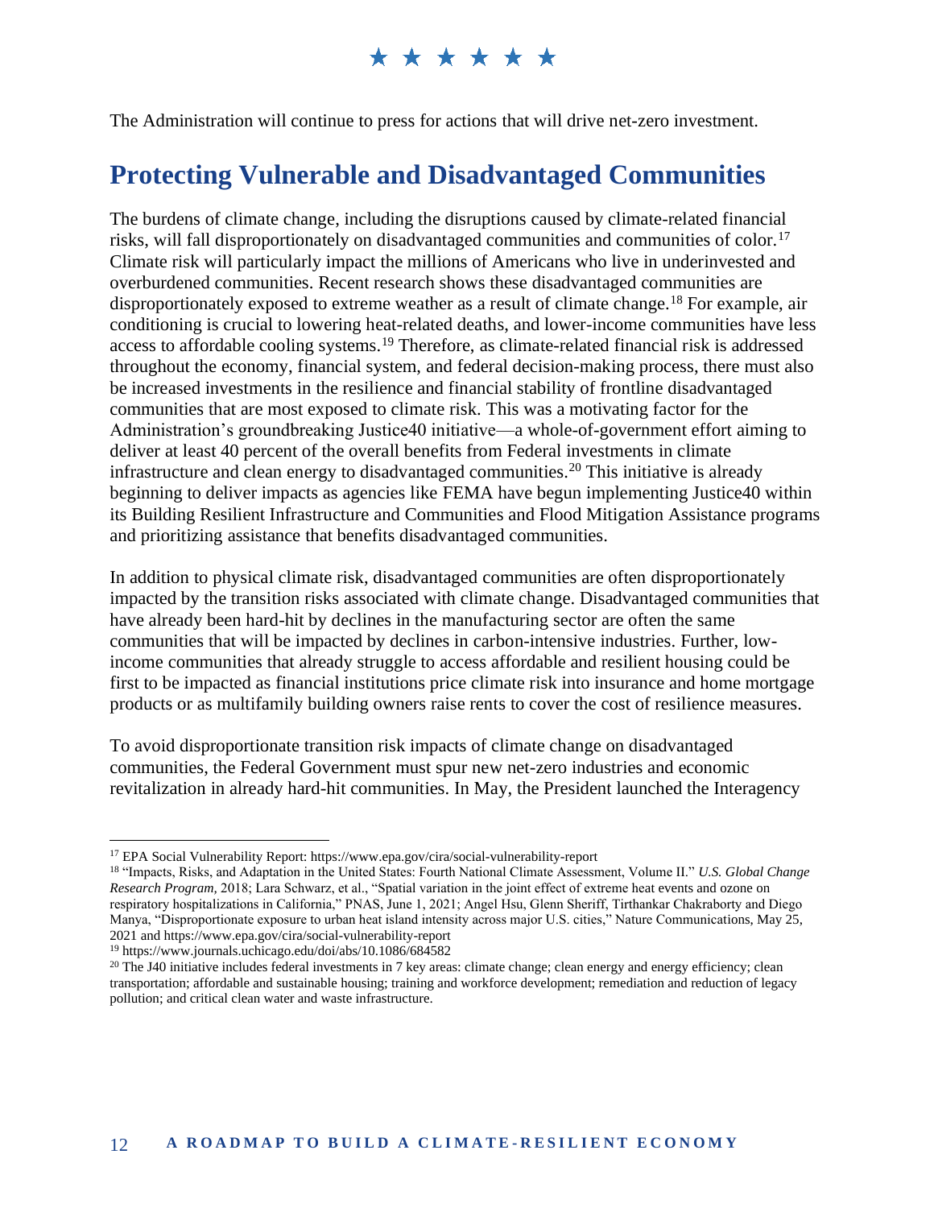The Administration will continue to press for actions that will drive net-zero investment.

## Protecting Vulnerable and Disadvantaged Communities

The burdens of climate change, including the disruptions caused by climate-related financial risks, will fall disproportionately on disadvantaged communities and communities of color.[17] Climate risk will particularly impact the millions of Americans who live in underinvested and overburdened communities. Recent research shows these disadvantaged communities are disproportionately exposed to extreme weather as a result of climate change.[18] For example, air conditioning is crucial to lowering heat-related deaths, and lower-income communities have less access to affordable cooling systems.[19] Therefore, as climate-related financial risk is addressed throughout the economy, financial system, and federal decision-making process, there must also be increased investments in the resilience and financial stability of frontline disadvantaged communities that are most exposed to climate risk. This was a motivating factor for the Administration's groundbreaking Justice40 initiative—a whole-of-government effort aiming to deliver at least 40 percent of the overall benefits from Federal investments in climate infrastructure and clean energy to disadvantaged communities.[20] This initiative is already beginning to deliver impacts as agencies like FEMA have begun implementing Justice40 within its Building Resilient Infrastructure and Communities and Flood Mitigation Assistance programs and prioritizing assistance that benefits disadvantaged communities.

In addition to physical climate risk, disadvantaged communities are often disproportionately impacted by the transition risks associated with climate change. Disadvantaged communities that have already been hard-hit by declines in the manufacturing sector are often the same communities that will be impacted by declines in carbon-intensive industries. Further, low-income communities that already struggle to access affordable and resilient housing could be first to be impacted as financial institutions price climate risk into insurance and home mortgage products or as multifamily building owners raise rents to cover the cost of resilience measures.

To avoid disproportionate transition risk impacts of climate change on disadvantaged communities, the Federal Government must spur new net-zero industries and economic revitalization in already hard-hit communities. In May, the President launched the Interagency

---

[17] EPA Social Vulnerability Report: https://www.epa.gov/cira/social-vulnerability-report

[18] "Impacts, Risks, and Adaptation in the United States: Fourth National Climate Assessment, Volume II." *U.S. Global Change Research Program*, 2018; Lara Schwarz, et al., "Spatial variation in the joint effect of extreme heat events and ozone on respiratory hospitalizations in California," PNAS, June 1, 2021; Angel Hsu, Glenn Sheriff, Tirthankar Chakraborty and Diego Manya, "Disproportionate exposure to urban heat island intensity across major U.S. cities," Nature Communications, May 25, 2021 and https://www.epa.gov/cira/social-vulnerability-report

[19] https://www.journals.uchicago.edu/doi/abs/10.1086/684582

[20] The J40 initiative includes federal investments in 7 key areas: climate change; clean energy and energy efficiency; clean transportation; affordable and sustainable housing; training and workforce development; remediation and reduction of legacy pollution; and critical clean water and waste infrastructure.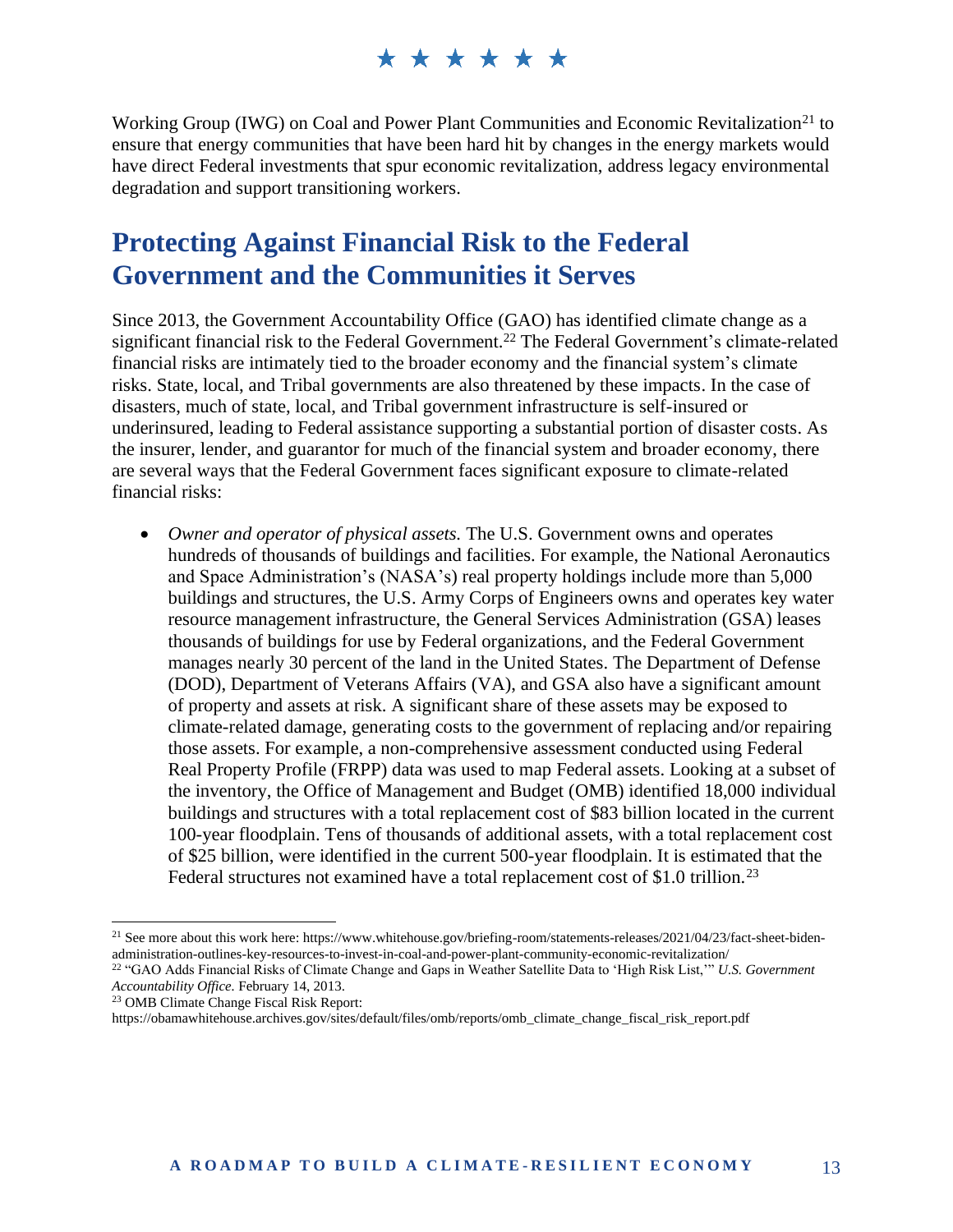Working Group (IWG) on Coal and Power Plant Communities and Economic Revitalization[21] to ensure that energy communities that have been hard hit by changes in the energy markets would have direct Federal investments that spur economic revitalization, address legacy environmental degradation and support transitioning workers.

## Protecting Against Financial Risk to the Federal Government and the Communities it Serves

Since 2013, the Government Accountability Office (GAO) has identified climate change as a significant financial risk to the Federal Government.[22] The Federal Government's climate-related financial risks are intimately tied to the broader economy and the financial system's climate risks. State, local, and Tribal governments are also threatened by these impacts. In the case of disasters, much of state, local, and Tribal government infrastructure is self-insured or underinsured, leading to Federal assistance supporting a substantial portion of disaster costs. As the insurer, lender, and guarantor for much of the financial system and broader economy, there are several ways that the Federal Government faces significant exposure to climate-related financial risks:

- *Owner and operator of physical assets.* The U.S. Government owns and operates hundreds of thousands of buildings and facilities. For example, the National Aeronautics and Space Administration's (NASA's) real property holdings include more than 5,000 buildings and structures, the U.S. Army Corps of Engineers owns and operates key water resource management infrastructure, the General Services Administration (GSA) leases thousands of buildings for use by Federal organizations, and the Federal Government manages nearly 30 percent of the land in the United States. The Department of Defense (DOD), Department of Veterans Affairs (VA), and GSA also have a significant amount of property and assets at risk. A significant share of these assets may be exposed to climate-related damage, generating costs to the government of replacing and/or repairing those assets. For example, a non-comprehensive assessment conducted using Federal Real Property Profile (FRPP) data was used to map Federal assets. Looking at a subset of the inventory, the Office of Management and Budget (OMB) identified 18,000 individual buildings and structures with a total replacement cost of $83 billion located in the current 100-year floodplain. Tens of thousands of additional assets, with a total replacement cost of $25 billion, were identified in the current 500-year floodplain. It is estimated that the Federal structures not examined have a total replacement cost of $1.0 trillion.[23]

---

[21] See more about this work here: https://www.whitehouse.gov/briefing-room/statements-releases/2021/04/23/fact-sheet-biden-administration-outlines-key-resources-to-invest-in-coal-and-power-plant-community-economic-revitalization/

[22] "GAO Adds Financial Risks of Climate Change and Gaps in Weather Satellite Data to 'High Risk List,'" *U.S. Government Accountability Office.* February 14, 2013.

[23] OMB Climate Change Fiscal Risk Report: https://obamawhitehouse.archives.gov/sites/default/files/omb/reports/omb_climate_change_fiscal_risk_report.pdf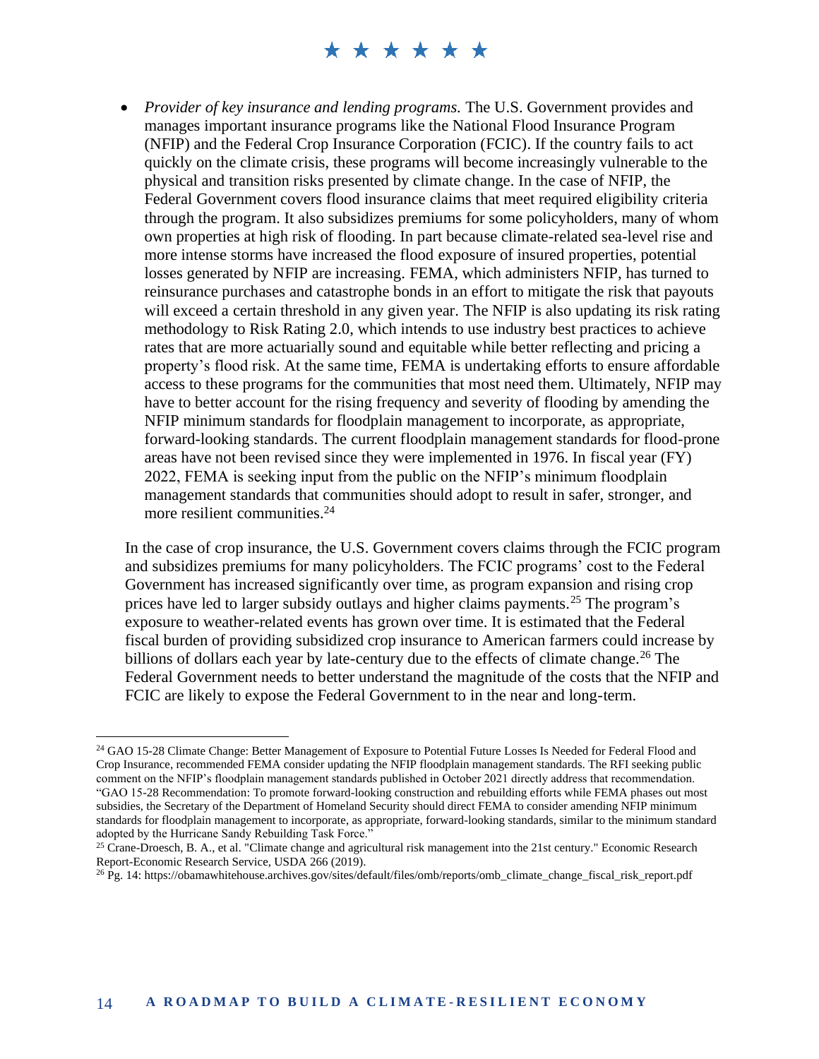- *Provider of key insurance and lending programs.* The U.S. Government provides and manages important insurance programs like the National Flood Insurance Program (NFIP) and the Federal Crop Insurance Corporation (FCIC). If the country fails to act quickly on the climate crisis, these programs will become increasingly vulnerable to the physical and transition risks presented by climate change. In the case of NFIP, the Federal Government covers flood insurance claims that meet required eligibility criteria through the program. It also subsidizes premiums for some policyholders, many of whom own properties at high risk of flooding. In part because climate-related sea-level rise and more intense storms have increased the flood exposure of insured properties, potential losses generated by NFIP are increasing. FEMA, which administers NFIP, has turned to reinsurance purchases and catastrophe bonds in an effort to mitigate the risk that payouts will exceed a certain threshold in any given year. The NFIP is also updating its risk rating methodology to Risk Rating 2.0, which intends to use industry best practices to achieve rates that are more actuarially sound and equitable while better reflecting and pricing a property's flood risk. At the same time, FEMA is undertaking efforts to ensure affordable access to these programs for the communities that most need them. Ultimately, NFIP may have to better account for the rising frequency and severity of flooding by amending the NFIP minimum standards for floodplain management to incorporate, as appropriate, forward-looking standards. The current floodplain management standards for flood-prone areas have not been revised since they were implemented in 1976. In fiscal year (FY) 2022, FEMA is seeking input from the public on the NFIP's minimum floodplain management standards that communities should adopt to result in safer, stronger, and more resilient communities.[24]

  In the case of crop insurance, the U.S. Government covers claims through the FCIC program and subsidizes premiums for many policyholders. The FCIC programs' cost to the Federal Government has increased significantly over time, as program expansion and rising crop prices have led to larger subsidy outlays and higher claims payments.[25] The program's exposure to weather-related events has grown over time. It is estimated that the Federal fiscal burden of providing subsidized crop insurance to American farmers could increase by billions of dollars each year by late-century due to the effects of climate change.[26] The Federal Government needs to better understand the magnitude of the costs that the NFIP and FCIC are likely to expose the Federal Government to in the near and long-term.

---

[24] GAO 15-28 Climate Change: Better Management of Exposure to Potential Future Losses Is Needed for Federal Flood and Crop Insurance, recommended FEMA consider updating the NFIP floodplain management standards. The RFI seeking public comment on the NFIP's floodplain management standards published in October 2021 directly address that recommendation. "GAO 15-28 Recommendation: To promote forward-looking construction and rebuilding efforts while FEMA phases out most subsidies, the Secretary of the Department of Homeland Security should direct FEMA to consider amending NFIP minimum standards for floodplain management to incorporate, as appropriate, forward-looking standards, similar to the minimum standard adopted by the Hurricane Sandy Rebuilding Task Force."

[25] Crane-Droesch, B. A., et al. "Climate change and agricultural risk management into the 21st century." Economic Research Report-Economic Research Service, USDA 266 (2019).

[26] Pg. 14: https://obamawhitehouse.archives.gov/sites/default/files/omb/reports/omb_climate_change_fiscal_risk_report.pdf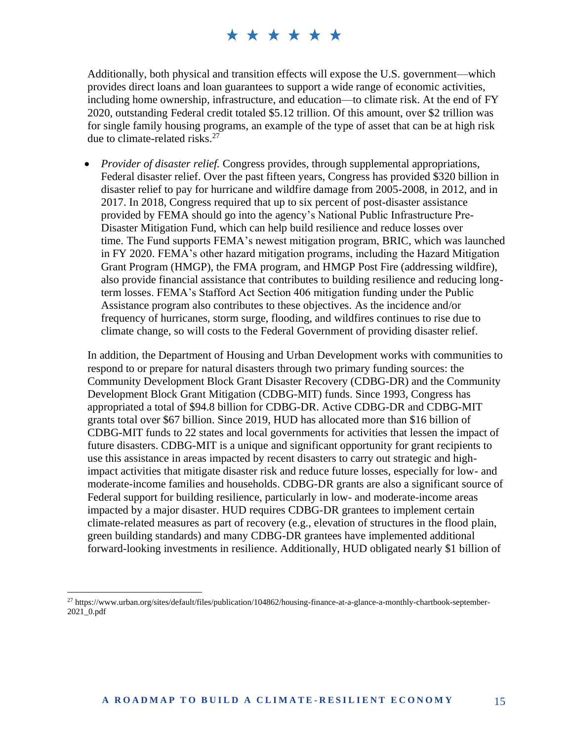Additionally, both physical and transition effects will expose the U.S. government—which provides direct loans and loan guarantees to support a wide range of economic activities, including home ownership, infrastructure, and education—to climate risk. At the end of FY 2020, outstanding Federal credit totaled $5.12 trillion. Of this amount, over $2 trillion was for single family housing programs, an example of the type of asset that can be at high risk due to climate-related risks.[27]

- *Provider of disaster relief.* Congress provides, through supplemental appropriations, Federal disaster relief. Over the past fifteen years, Congress has provided $320 billion in disaster relief to pay for hurricane and wildfire damage from 2005-2008, in 2012, and in 2017. In 2018, Congress required that up to six percent of post-disaster assistance provided by FEMA should go into the agency's National Public Infrastructure Pre-Disaster Mitigation Fund, which can help build resilience and reduce losses over time. The Fund supports FEMA's newest mitigation program, BRIC, which was launched in FY 2020. FEMA's other hazard mitigation programs, including the Hazard Mitigation Grant Program (HMGP), the FMA program, and HMGP Post Fire (addressing wildfire), also provide financial assistance that contributes to building resilience and reducing long-term losses. FEMA's Stafford Act Section 406 mitigation funding under the Public Assistance program also contributes to these objectives. As the incidence and/or frequency of hurricanes, storm surge, flooding, and wildfires continues to rise due to climate change, so will costs to the Federal Government of providing disaster relief.

In addition, the Department of Housing and Urban Development works with communities to respond to or prepare for natural disasters through two primary funding sources: the Community Development Block Grant Disaster Recovery (CDBG-DR) and the Community Development Block Grant Mitigation (CDBG-MIT) funds. Since 1993, Congress has appropriated a total of $94.8 billion for CDBG-DR. Active CDBG-DR and CDBG-MIT grants total over $67 billion. Since 2019, HUD has allocated more than $16 billion of CDBG-MIT funds to 22 states and local governments for activities that lessen the impact of future disasters. CDBG-MIT is a unique and significant opportunity for grant recipients to use this assistance in areas impacted by recent disasters to carry out strategic and high-impact activities that mitigate disaster risk and reduce future losses, especially for low- and moderate-income families and households. CDBG-DR grants are also a significant source of Federal support for building resilience, particularly in low- and moderate-income areas impacted by a major disaster. HUD requires CDBG-DR grantees to implement certain climate-related measures as part of recovery (e.g., elevation of structures in the flood plain, green building standards) and many CDBG-DR grantees have implemented additional forward-looking investments in resilience. Additionally, HUD obligated nearly $1 billion of

[27] https://www.urban.org/sites/default/files/publication/104862/housing-finance-at-a-glance-a-monthly-chartbook-september-2021_0.pdf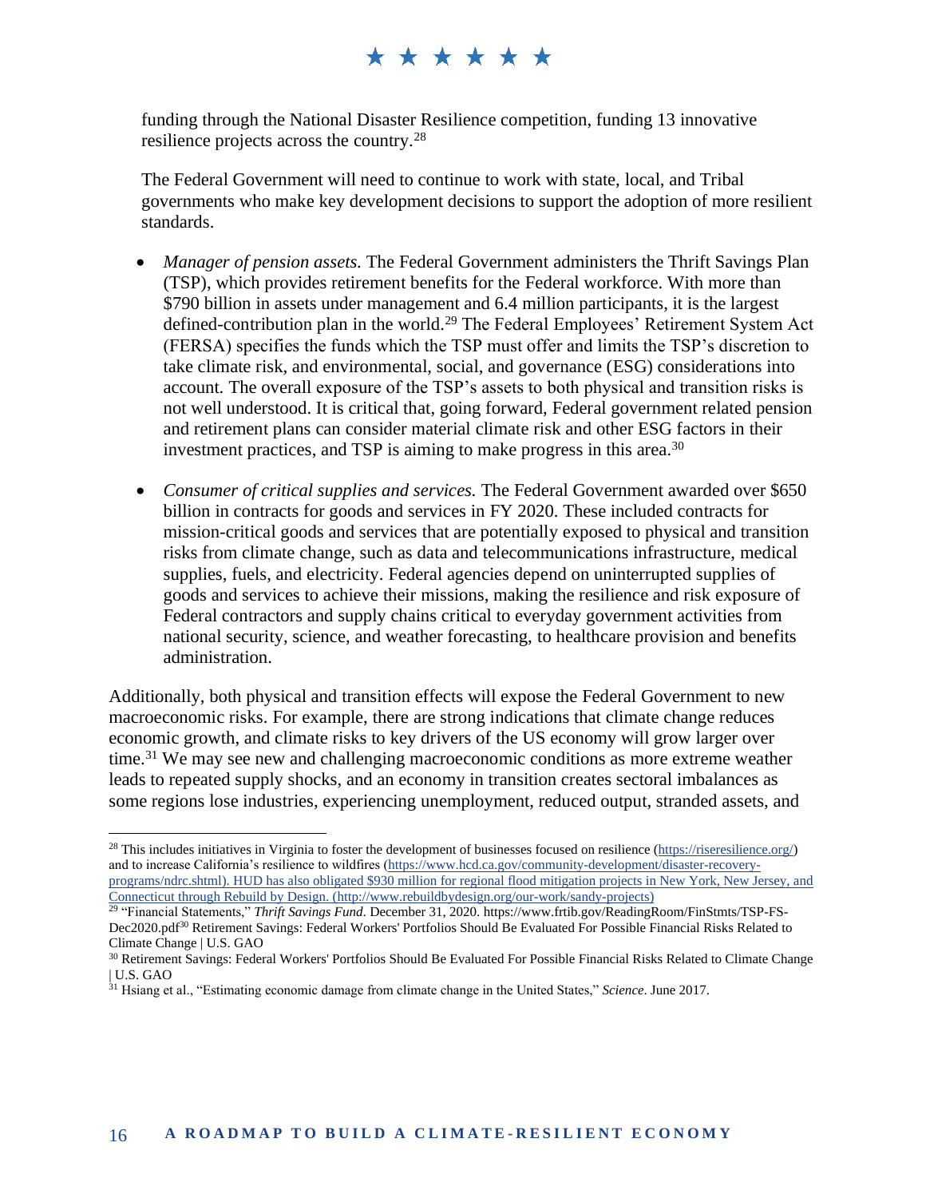funding through the National Disaster Resilience competition, funding 13 innovative resilience projects across the country.[28]

The Federal Government will need to continue to work with state, local, and Tribal governments who make key development decisions to support the adoption of more resilient standards.

- *Manager of pension assets.* The Federal Government administers the Thrift Savings Plan (TSP), which provides retirement benefits for the Federal workforce. With more than $790 billion in assets under management and 6.4 million participants, it is the largest defined-contribution plan in the world.[29] The Federal Employees' Retirement System Act (FERSA) specifies the funds which the TSP must offer and limits the TSP's discretion to take climate risk, and environmental, social, and governance (ESG) considerations into account. The overall exposure of the TSP's assets to both physical and transition risks is not well understood. It is critical that, going forward, Federal government related pension and retirement plans can consider material climate risk and other ESG factors in their investment practices, and TSP is aiming to make progress in this area.[30]

- *Consumer of critical supplies and services.* The Federal Government awarded over $650 billion in contracts for goods and services in FY 2020. These included contracts for mission-critical goods and services that are potentially exposed to physical and transition risks from climate change, such as data and telecommunications infrastructure, medical supplies, fuels, and electricity. Federal agencies depend on uninterrupted supplies of goods and services to achieve their missions, making the resilience and risk exposure of Federal contractors and supply chains critical to everyday government activities from national security, science, and weather forecasting, to healthcare provision and benefits administration.

Additionally, both physical and transition effects will expose the Federal Government to new macroeconomic risks. For example, there are strong indications that climate change reduces economic growth, and climate risks to key drivers of the US economy will grow larger over time.[31] We may see new and challenging macroeconomic conditions as more extreme weather leads to repeated supply shocks, and an economy in transition creates sectoral imbalances as some regions lose industries, experiencing unemployment, reduced output, stranded assets, and

---

[28] This includes initiatives in Virginia to foster the development of businesses focused on resilience (https://riseresilience.org/) and to increase California's resilience to wildfires (https://www.hcd.ca.gov/community-development/disaster-recovery-programs/ndrc.shtml). HUD has also obligated $930 million for regional flood mitigation projects in New York, New Jersey, and Connecticut through Rebuild by Design. (http://www.rebuildbydesign.org/our-work/sandy-projects)

[29] "Financial Statements," *Thrift Savings Fund*. December 31, 2020. https://www.frtib.gov/ReadingRoom/FinStmts/TSP-FS-Dec2020.pdf[30] Retirement Savings: Federal Workers' Portfolios Should Be Evaluated For Possible Financial Risks Related to Climate Change | U.S. GAO

[30] Retirement Savings: Federal Workers' Portfolios Should Be Evaluated For Possible Financial Risks Related to Climate Change | U.S. GAO

[31] Hsiang et al., "Estimating economic damage from climate change in the United States," *Science*. June 2017.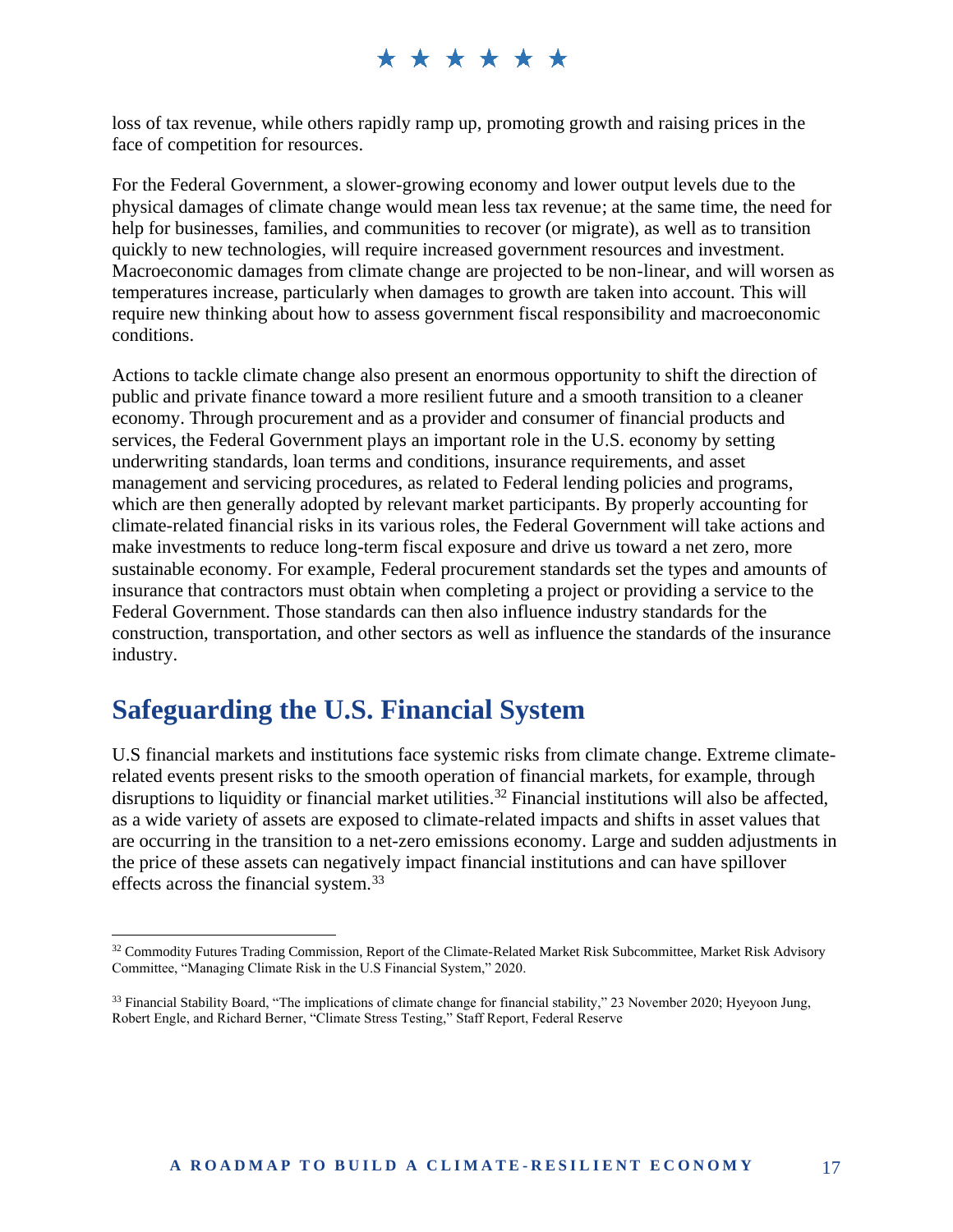loss of tax revenue, while others rapidly ramp up, promoting growth and raising prices in the face of competition for resources.

For the Federal Government, a slower-growing economy and lower output levels due to the physical damages of climate change would mean less tax revenue; at the same time, the need for help for businesses, families, and communities to recover (or migrate), as well as to transition quickly to new technologies, will require increased government resources and investment. Macroeconomic damages from climate change are projected to be non-linear, and will worsen as temperatures increase, particularly when damages to growth are taken into account. This will require new thinking about how to assess government fiscal responsibility and macroeconomic conditions.

Actions to tackle climate change also present an enormous opportunity to shift the direction of public and private finance toward a more resilient future and a smooth transition to a cleaner economy. Through procurement and as a provider and consumer of financial products and services, the Federal Government plays an important role in the U.S. economy by setting underwriting standards, loan terms and conditions, insurance requirements, and asset management and servicing procedures, as related to Federal lending policies and programs, which are then generally adopted by relevant market participants. By properly accounting for climate-related financial risks in its various roles, the Federal Government will take actions and make investments to reduce long-term fiscal exposure and drive us toward a net zero, more sustainable economy. For example, Federal procurement standards set the types and amounts of insurance that contractors must obtain when completing a project or providing a service to the Federal Government. Those standards can then also influence industry standards for the construction, transportation, and other sectors as well as influence the standards of the insurance industry.

## Safeguarding the U.S. Financial System

U.S financial markets and institutions face systemic risks from climate change. Extreme climate-related events present risks to the smooth operation of financial markets, for example, through disruptions to liquidity or financial market utilities.[32] Financial institutions will also be affected, as a wide variety of assets are exposed to climate-related impacts and shifts in asset values that are occurring in the transition to a net-zero emissions economy. Large and sudden adjustments in the price of these assets can negatively impact financial institutions and can have spillover effects across the financial system.[33]

---

[32] Commodity Futures Trading Commission, Report of the Climate-Related Market Risk Subcommittee, Market Risk Advisory Committee, "Managing Climate Risk in the U.S Financial System," 2020.

[33] Financial Stability Board, "The implications of climate change for financial stability," 23 November 2020; Hyeyoon Jung, Robert Engle, and Richard Berner, "Climate Stress Testing," Staff Report, Federal Reserve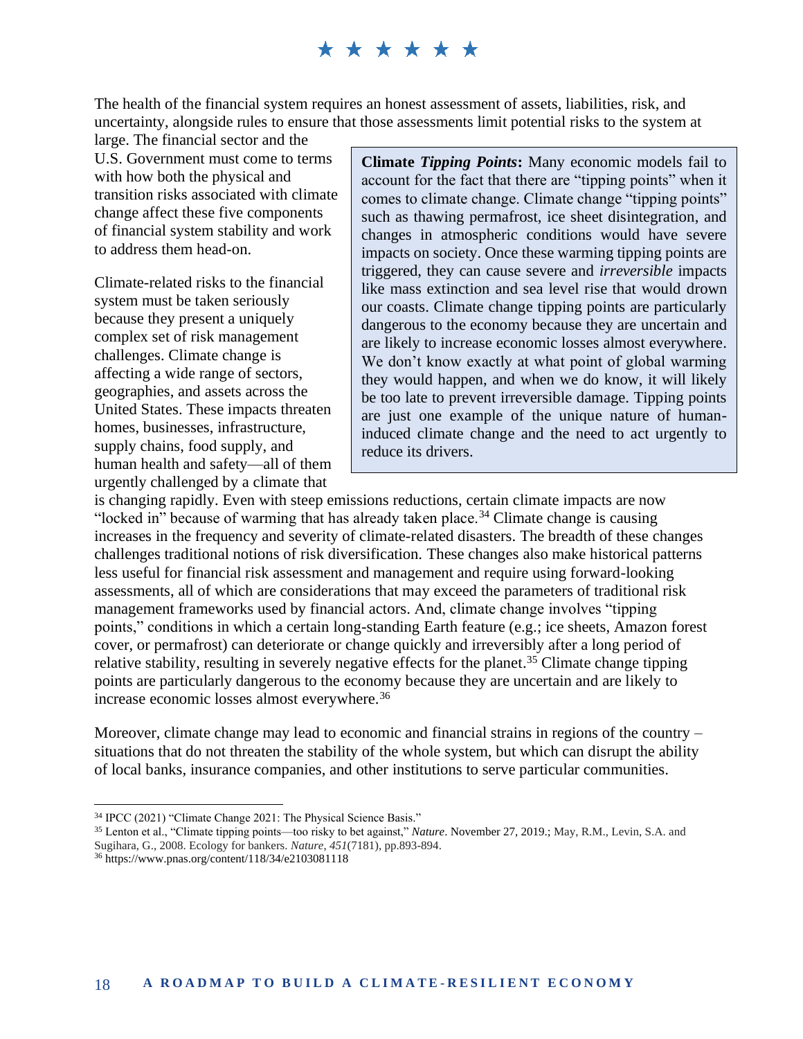The health of the financial system requires an honest assessment of assets, liabilities, risk, and uncertainty, alongside rules to ensure that those assessments limit potential risks to the system at large. The financial sector and the U.S. Government must come to terms with how both the physical and transition risks associated with climate change affect these five components of financial system stability and work to address them head-on.

> **Climate *Tipping Points*:** Many economic models fail to account for the fact that there are "tipping points" when it comes to climate change. Climate change "tipping points" such as thawing permafrost, ice sheet disintegration, and changes in atmospheric conditions would have severe impacts on society. Once these warming tipping points are triggered, they can cause severe and *irreversible* impacts like mass extinction and sea level rise that would drown our coasts. Climate change tipping points are particularly dangerous to the economy because they are uncertain and are likely to increase economic losses almost everywhere. We don't know exactly at what point of global warming they would happen, and when we do know, it will likely be too late to prevent irreversible damage. Tipping points are just one example of the unique nature of human-induced climate change and the need to act urgently to reduce its drivers.

Climate-related risks to the financial system must be taken seriously because they present a uniquely complex set of risk management challenges. Climate change is affecting a wide range of sectors, geographies, and assets across the United States. These impacts threaten homes, businesses, infrastructure, supply chains, food supply, and human health and safety—all of them urgently challenged by a climate that is changing rapidly. Even with steep emissions reductions, certain climate impacts are now "locked in" because of warming that has already taken place.[34] Climate change is causing increases in the frequency and severity of climate-related disasters. The breadth of these changes challenges traditional notions of risk diversification. These changes also make historical patterns less useful for financial risk assessment and management and require using forward-looking assessments, all of which are considerations that may exceed the parameters of traditional risk management frameworks used by financial actors. And, climate change involves "tipping points," conditions in which a certain long-standing Earth feature (e.g.; ice sheets, Amazon forest cover, or permafrost) can deteriorate or change quickly and irreversibly after a long period of relative stability, resulting in severely negative effects for the planet.[35] Climate change tipping points are particularly dangerous to the economy because they are uncertain and are likely to increase economic losses almost everywhere.[36]

Moreover, climate change may lead to economic and financial strains in regions of the country – situations that do not threaten the stability of the whole system, but which can disrupt the ability of local banks, insurance companies, and other institutions to serve particular communities.

---

[34] IPCC (2021) "Climate Change 2021: The Physical Science Basis."

[35] Lenton et al., "Climate tipping points—too risky to bet against," *Nature*. November 27, 2019.; May, R.M., Levin, S.A. and Sugihara, G., 2008. Ecology for bankers. *Nature*, *451*(7181), pp.893-894.

[36] https://www.pnas.org/content/118/34/e2103081118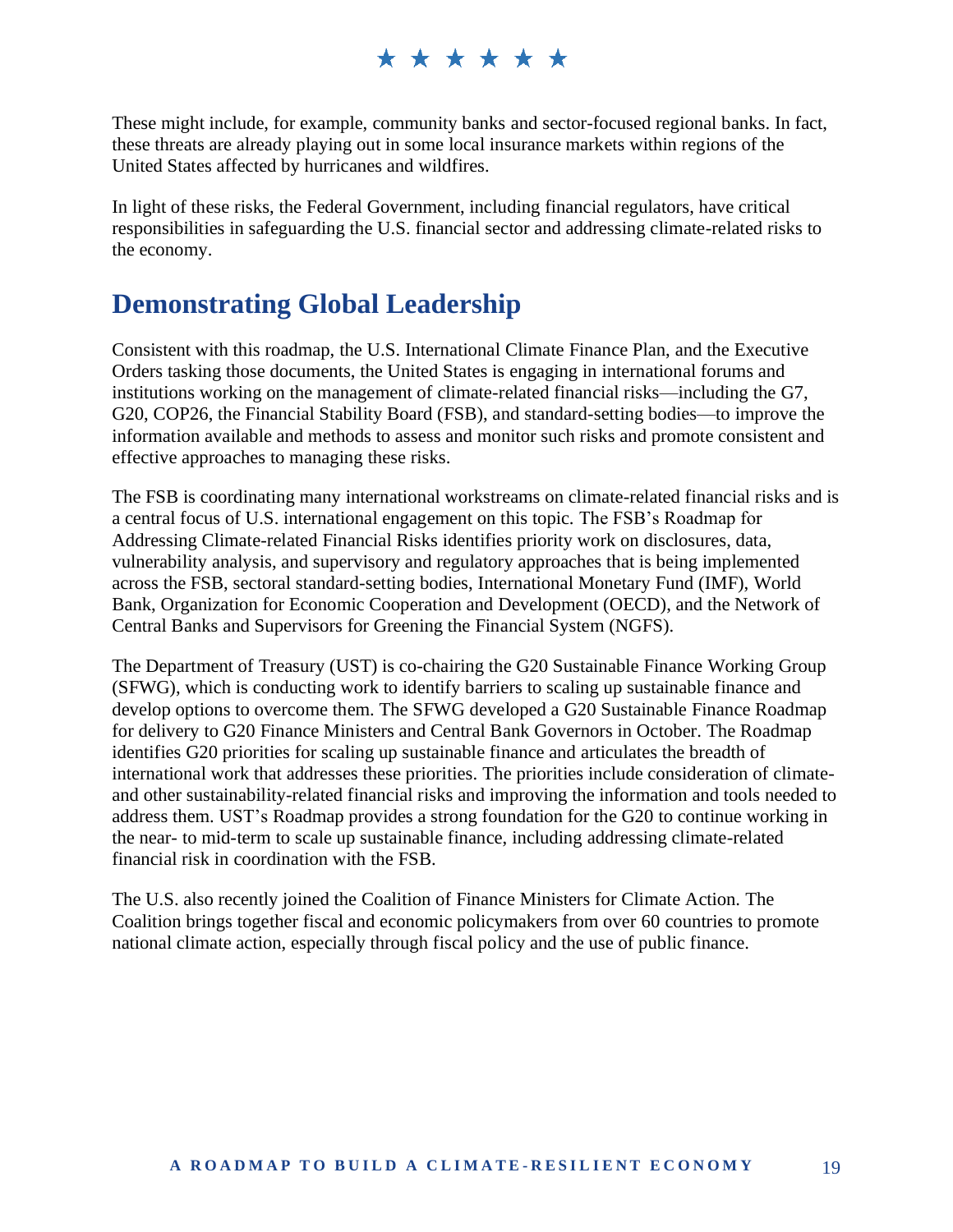These might include, for example, community banks and sector-focused regional banks. In fact, these threats are already playing out in some local insurance markets within regions of the United States affected by hurricanes and wildfires.

In light of these risks, the Federal Government, including financial regulators, have critical responsibilities in safeguarding the U.S. financial sector and addressing climate-related risks to the economy.

## Demonstrating Global Leadership

Consistent with this roadmap, the U.S. International Climate Finance Plan, and the Executive Orders tasking those documents, the United States is engaging in international forums and institutions working on the management of climate-related financial risks—including the G7, G20, COP26, the Financial Stability Board (FSB), and standard-setting bodies—to improve the information available and methods to assess and monitor such risks and promote consistent and effective approaches to managing these risks.

The FSB is coordinating many international workstreams on climate-related financial risks and is a central focus of U.S. international engagement on this topic. The FSB's Roadmap for Addressing Climate-related Financial Risks identifies priority work on disclosures, data, vulnerability analysis, and supervisory and regulatory approaches that is being implemented across the FSB, sectoral standard-setting bodies, International Monetary Fund (IMF), World Bank, Organization for Economic Cooperation and Development (OECD), and the Network of Central Banks and Supervisors for Greening the Financial System (NGFS).

The Department of Treasury (UST) is co-chairing the G20 Sustainable Finance Working Group (SFWG), which is conducting work to identify barriers to scaling up sustainable finance and develop options to overcome them. The SFWG developed a G20 Sustainable Finance Roadmap for delivery to G20 Finance Ministers and Central Bank Governors in October. The Roadmap identifies G20 priorities for scaling up sustainable finance and articulates the breadth of international work that addresses these priorities. The priorities include consideration of climate- and other sustainability-related financial risks and improving the information and tools needed to address them. UST's Roadmap provides a strong foundation for the G20 to continue working in the near- to mid-term to scale up sustainable finance, including addressing climate-related financial risk in coordination with the FSB.

The U.S. also recently joined the Coalition of Finance Ministers for Climate Action. The Coalition brings together fiscal and economic policymakers from over 60 countries to promote national climate action, especially through fiscal policy and the use of public finance.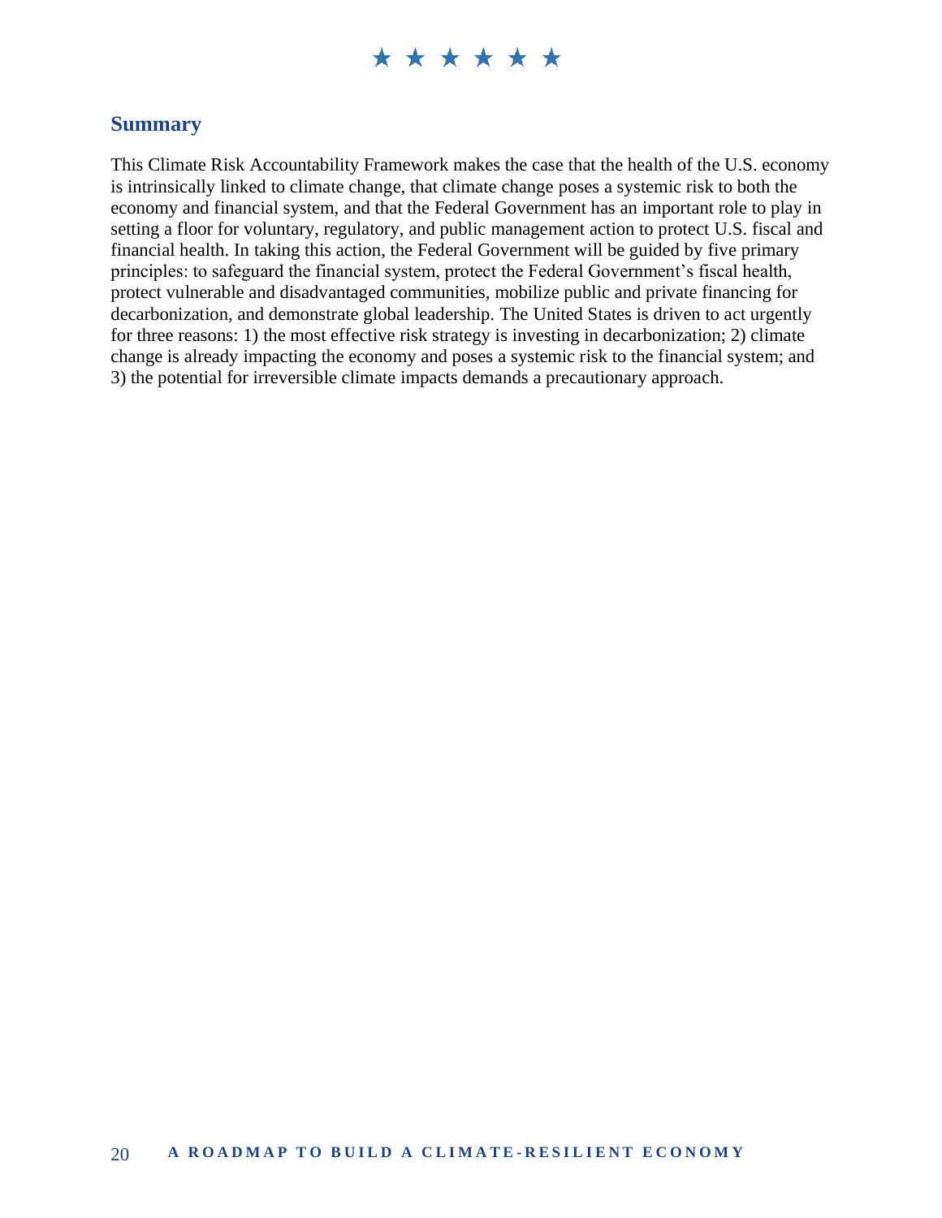## Summary

This Climate Risk Accountability Framework makes the case that the health of the U.S. economy is intrinsically linked to climate change, that climate change poses a systemic risk to both the economy and financial system, and that the Federal Government has an important role to play in setting a floor for voluntary, regulatory, and public management action to protect U.S. fiscal and financial health. In taking this action, the Federal Government will be guided by five primary principles: to safeguard the financial system, protect the Federal Government's fiscal health, protect vulnerable and disadvantaged communities, mobilize public and private financing for decarbonization, and demonstrate global leadership. The United States is driven to act urgently for three reasons: 1) the most effective risk strategy is investing in decarbonization; 2) climate change is already impacting the economy and poses a systemic risk to the financial system; and 3) the potential for irreversible climate impacts demands a precautionary approach.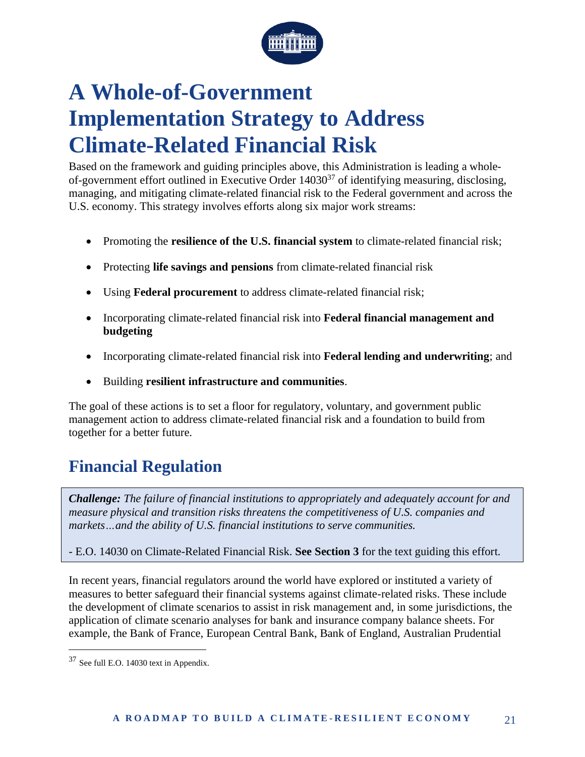# A Whole-of-Government Implementation Strategy to Address Climate-Related Financial Risk

Based on the framework and guiding principles above, this Administration is leading a whole-of-government effort outlined in Executive Order 14030[37] of identifying measuring, disclosing, managing, and mitigating climate-related financial risk to the Federal government and across the U.S. economy. This strategy involves efforts along six major work streams:

- Promoting the **resilience of the U.S. financial system** to climate-related financial risk;
- Protecting **life savings and pensions** from climate-related financial risk
- Using **Federal procurement** to address climate-related financial risk;
- Incorporating climate-related financial risk into **Federal financial management and budgeting**
- Incorporating climate-related financial risk into **Federal lending and underwriting**; and
- Building **resilient infrastructure and communities**.

The goal of these actions is to set a floor for regulatory, voluntary, and government public management action to address climate-related financial risk and a foundation to build from together for a better future.

## Financial Regulation

> ***Challenge:*** *The failure of financial institutions to appropriately and adequately account for and measure physical and transition risks threatens the competitiveness of U.S. companies and markets…and the ability of U.S. financial institutions to serve communities.*
>
> - E.O. 14030 on Climate-Related Financial Risk. **See Section 3** for the text guiding this effort.

In recent years, financial regulators around the world have explored or instituted a variety of measures to better safeguard their financial systems against climate-related risks. These include the development of climate scenarios to assist in risk management and, in some jurisdictions, the application of climate scenario analyses for bank and insurance company balance sheets. For example, the Bank of France, European Central Bank, Bank of England, Australian Prudential

[37] See full E.O. 14030 text in Appendix.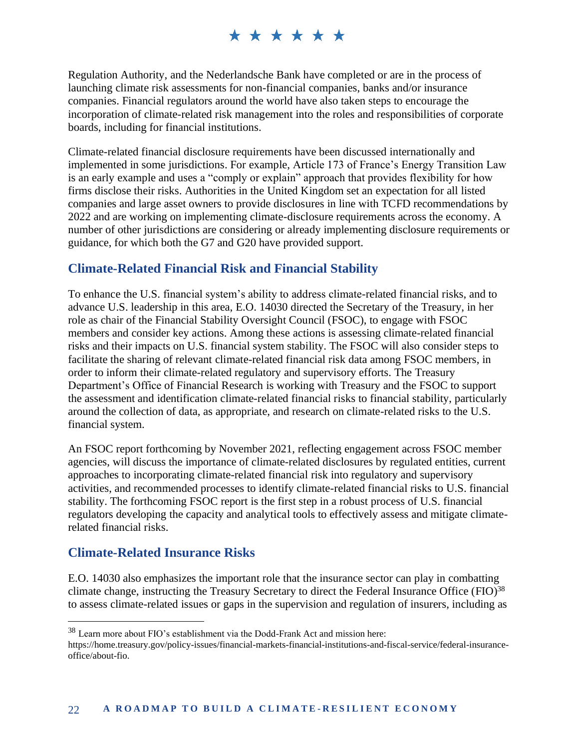Regulation Authority, and the Nederlandsche Bank have completed or are in the process of launching climate risk assessments for non-financial companies, banks and/or insurance companies. Financial regulators around the world have also taken steps to encourage the incorporation of climate-related risk management into the roles and responsibilities of corporate boards, including for financial institutions.

Climate-related financial disclosure requirements have been discussed internationally and implemented in some jurisdictions. For example, Article 173 of France's Energy Transition Law is an early example and uses a "comply or explain" approach that provides flexibility for how firms disclose their risks. Authorities in the United Kingdom set an expectation for all listed companies and large asset owners to provide disclosures in line with TCFD recommendations by 2022 and are working on implementing climate-disclosure requirements across the economy. A number of other jurisdictions are considering or already implementing disclosure requirements or guidance, for which both the G7 and G20 have provided support.

## Climate-Related Financial Risk and Financial Stability

To enhance the U.S. financial system's ability to address climate-related financial risks, and to advance U.S. leadership in this area, E.O. 14030 directed the Secretary of the Treasury, in her role as chair of the Financial Stability Oversight Council (FSOC), to engage with FSOC members and consider key actions. Among these actions is assessing climate-related financial risks and their impacts on U.S. financial system stability. The FSOC will also consider steps to facilitate the sharing of relevant climate-related financial risk data among FSOC members, in order to inform their climate-related regulatory and supervisory efforts. The Treasury Department's Office of Financial Research is working with Treasury and the FSOC to support the assessment and identification climate-related financial risks to financial stability, particularly around the collection of data, as appropriate, and research on climate-related risks to the U.S. financial system.

An FSOC report forthcoming by November 2021, reflecting engagement across FSOC member agencies, will discuss the importance of climate-related disclosures by regulated entities, current approaches to incorporating climate-related financial risk into regulatory and supervisory activities, and recommended processes to identify climate-related financial risks to U.S. financial stability. The forthcoming FSOC report is the first step in a robust process of U.S. financial regulators developing the capacity and analytical tools to effectively assess and mitigate climate-related financial risks.

## Climate-Related Insurance Risks

E.O. 14030 also emphasizes the important role that the insurance sector can play in combatting climate change, instructing the Treasury Secretary to direct the Federal Insurance Office (FIO)[38] to assess climate-related issues or gaps in the supervision and regulation of insurers, including as

[38] Learn more about FIO's establishment via the Dodd-Frank Act and mission here: https://home.treasury.gov/policy-issues/financial-markets-financial-institutions-and-fiscal-service/federal-insurance-office/about-fio.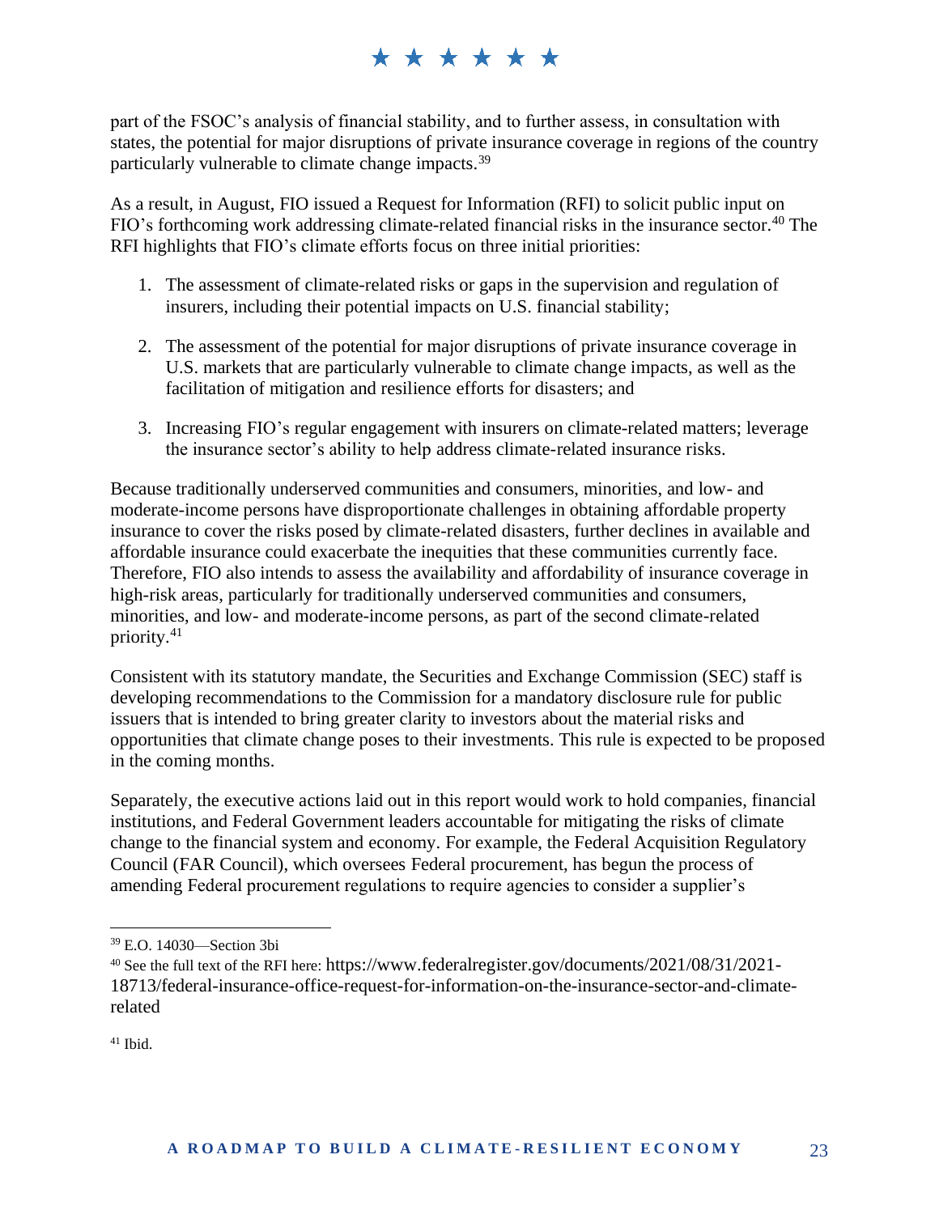part of the FSOC's analysis of financial stability, and to further assess, in consultation with states, the potential for major disruptions of private insurance coverage in regions of the country particularly vulnerable to climate change impacts.[39]

As a result, in August, FIO issued a Request for Information (RFI) to solicit public input on FIO's forthcoming work addressing climate-related financial risks in the insurance sector.[40] The RFI highlights that FIO's climate efforts focus on three initial priorities:

1. The assessment of climate-related risks or gaps in the supervision and regulation of insurers, including their potential impacts on U.S. financial stability;
2. The assessment of the potential for major disruptions of private insurance coverage in U.S. markets that are particularly vulnerable to climate change impacts, as well as the facilitation of mitigation and resilience efforts for disasters; and
3. Increasing FIO's regular engagement with insurers on climate-related matters; leverage the insurance sector's ability to help address climate-related insurance risks.

Because traditionally underserved communities and consumers, minorities, and low- and moderate-income persons have disproportionate challenges in obtaining affordable property insurance to cover the risks posed by climate-related disasters, further declines in available and affordable insurance could exacerbate the inequities that these communities currently face. Therefore, FIO also intends to assess the availability and affordability of insurance coverage in high-risk areas, particularly for traditionally underserved communities and consumers, minorities, and low- and moderate-income persons, as part of the second climate-related priority.[41]

Consistent with its statutory mandate, the Securities and Exchange Commission (SEC) staff is developing recommendations to the Commission for a mandatory disclosure rule for public issuers that is intended to bring greater clarity to investors about the material risks and opportunities that climate change poses to their investments. This rule is expected to be proposed in the coming months.

Separately, the executive actions laid out in this report would work to hold companies, financial institutions, and Federal Government leaders accountable for mitigating the risks of climate change to the financial system and economy. For example, the Federal Acquisition Regulatory Council (FAR Council), which oversees Federal procurement, has begun the process of amending Federal procurement regulations to require agencies to consider a supplier's

---

[39] E.O. 14030—Section 3bi

[40] See the full text of the RFI here: https://www.federalregister.gov/documents/2021/08/31/2021-18713/federal-insurance-office-request-for-information-on-the-insurance-sector-and-climate-related

[41] Ibid.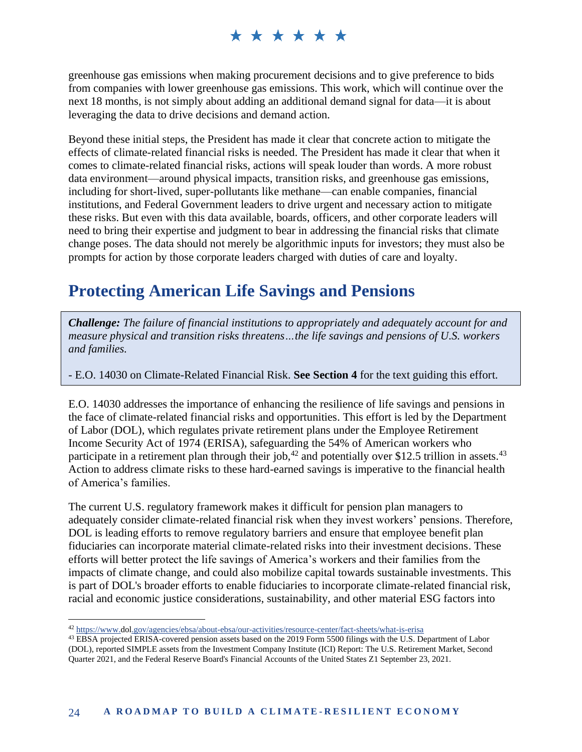greenhouse gas emissions when making procurement decisions and to give preference to bids from companies with lower greenhouse gas emissions. This work, which will continue over the next 18 months, is not simply about adding an additional demand signal for data—it is about leveraging the data to drive decisions and demand action.

Beyond these initial steps, the President has made it clear that concrete action to mitigate the effects of climate-related financial risks is needed. The President has made it clear that when it comes to climate-related financial risks, actions will speak louder than words. A more robust data environment—around physical impacts, transition risks, and greenhouse gas emissions, including for short-lived, super-pollutants like methane—can enable companies, financial institutions, and Federal Government leaders to drive urgent and necessary action to mitigate these risks. But even with this data available, boards, officers, and other corporate leaders will need to bring their expertise and judgment to bear in addressing the financial risks that climate change poses. The data should not merely be algorithmic inputs for investors; they must also be prompts for action by those corporate leaders charged with duties of care and loyalty.

## Protecting American Life Savings and Pensions

> ***Challenge:*** *The failure of financial institutions to appropriately and adequately account for and measure physical and transition risks threatens…the life savings and pensions of U.S. workers and families.*
>
> - E.O. 14030 on Climate-Related Financial Risk. **See Section 4** for the text guiding this effort.

E.O. 14030 addresses the importance of enhancing the resilience of life savings and pensions in the face of climate-related financial risks and opportunities. This effort is led by the Department of Labor (DOL), which regulates private retirement plans under the Employee Retirement Income Security Act of 1974 (ERISA), safeguarding the 54% of American workers who participate in a retirement plan through their job,[42] and potentially over $12.5 trillion in assets.[43] Action to address climate risks to these hard-earned savings is imperative to the financial health of America's families.

The current U.S. regulatory framework makes it difficult for pension plan managers to adequately consider climate-related financial risk when they invest workers' pensions. Therefore, DOL is leading efforts to remove regulatory barriers and ensure that employee benefit plan fiduciaries can incorporate material climate-related risks into their investment decisions. These efforts will better protect the life savings of America's workers and their families from the impacts of climate change, and could also mobilize capital towards sustainable investments. This is part of DOL's broader efforts to enable fiduciaries to incorporate climate-related financial risk, racial and economic justice considerations, sustainability, and other material ESG factors into

---

[42] https://www.dol.gov/agencies/ebsa/about-ebsa/our-activities/resource-center/fact-sheets/what-is-erisa

[43] EBSA projected ERISA-covered pension assets based on the 2019 Form 5500 filings with the U.S. Department of Labor (DOL), reported SIMPLE assets from the Investment Company Institute (ICI) Report: The U.S. Retirement Market, Second Quarter 2021, and the Federal Reserve Board's Financial Accounts of the United States Z1 September 23, 2021.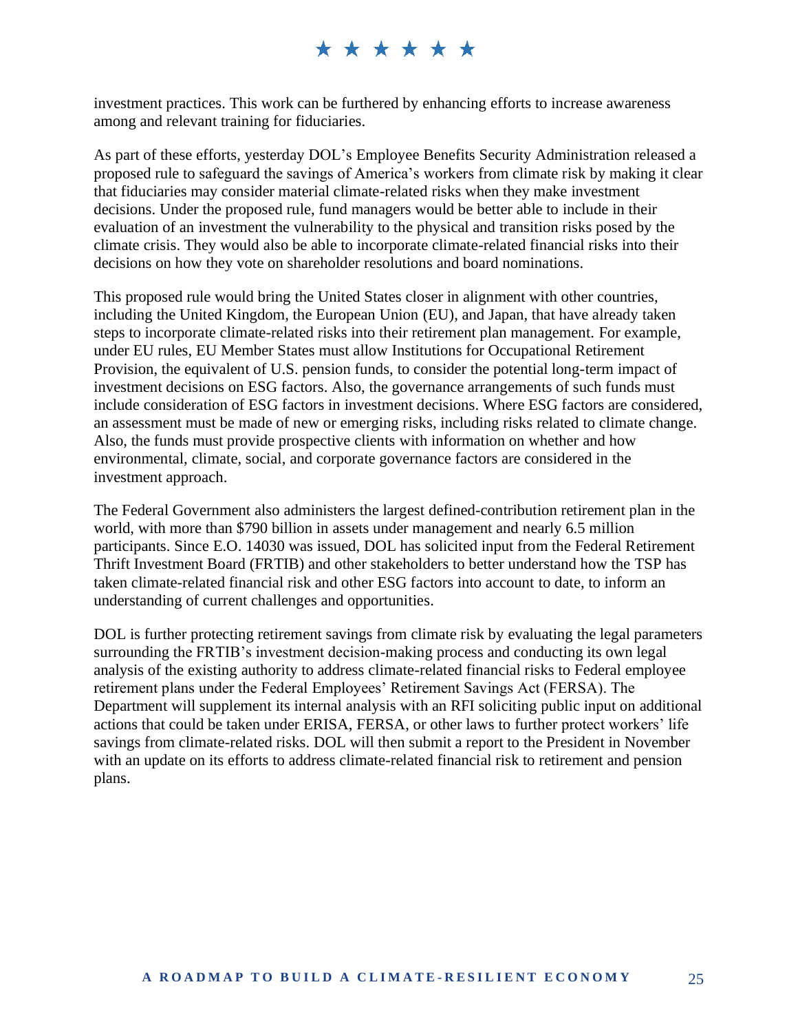investment practices. This work can be furthered by enhancing efforts to increase awareness among and relevant training for fiduciaries.

As part of these efforts, yesterday DOL's Employee Benefits Security Administration released a proposed rule to safeguard the savings of America's workers from climate risk by making it clear that fiduciaries may consider material climate-related risks when they make investment decisions. Under the proposed rule, fund managers would be better able to include in their evaluation of an investment the vulnerability to the physical and transition risks posed by the climate crisis. They would also be able to incorporate climate-related financial risks into their decisions on how they vote on shareholder resolutions and board nominations.

This proposed rule would bring the United States closer in alignment with other countries, including the United Kingdom, the European Union (EU), and Japan, that have already taken steps to incorporate climate-related risks into their retirement plan management. For example, under EU rules, EU Member States must allow Institutions for Occupational Retirement Provision, the equivalent of U.S. pension funds, to consider the potential long-term impact of investment decisions on ESG factors. Also, the governance arrangements of such funds must include consideration of ESG factors in investment decisions. Where ESG factors are considered, an assessment must be made of new or emerging risks, including risks related to climate change. Also, the funds must provide prospective clients with information on whether and how environmental, climate, social, and corporate governance factors are considered in the investment approach.

The Federal Government also administers the largest defined-contribution retirement plan in the world, with more than $790 billion in assets under management and nearly 6.5 million participants. Since E.O. 14030 was issued, DOL has solicited input from the Federal Retirement Thrift Investment Board (FRTIB) and other stakeholders to better understand how the TSP has taken climate-related financial risk and other ESG factors into account to date, to inform an understanding of current challenges and opportunities.

DOL is further protecting retirement savings from climate risk by evaluating the legal parameters surrounding the FRTIB's investment decision-making process and conducting its own legal analysis of the existing authority to address climate-related financial risks to Federal employee retirement plans under the Federal Employees' Retirement Savings Act (FERSA). The Department will supplement its internal analysis with an RFI soliciting public input on additional actions that could be taken under ERISA, FERSA, or other laws to further protect workers' life savings from climate-related risks. DOL will then submit a report to the President in November with an update on its efforts to address climate-related financial risk to retirement and pension plans.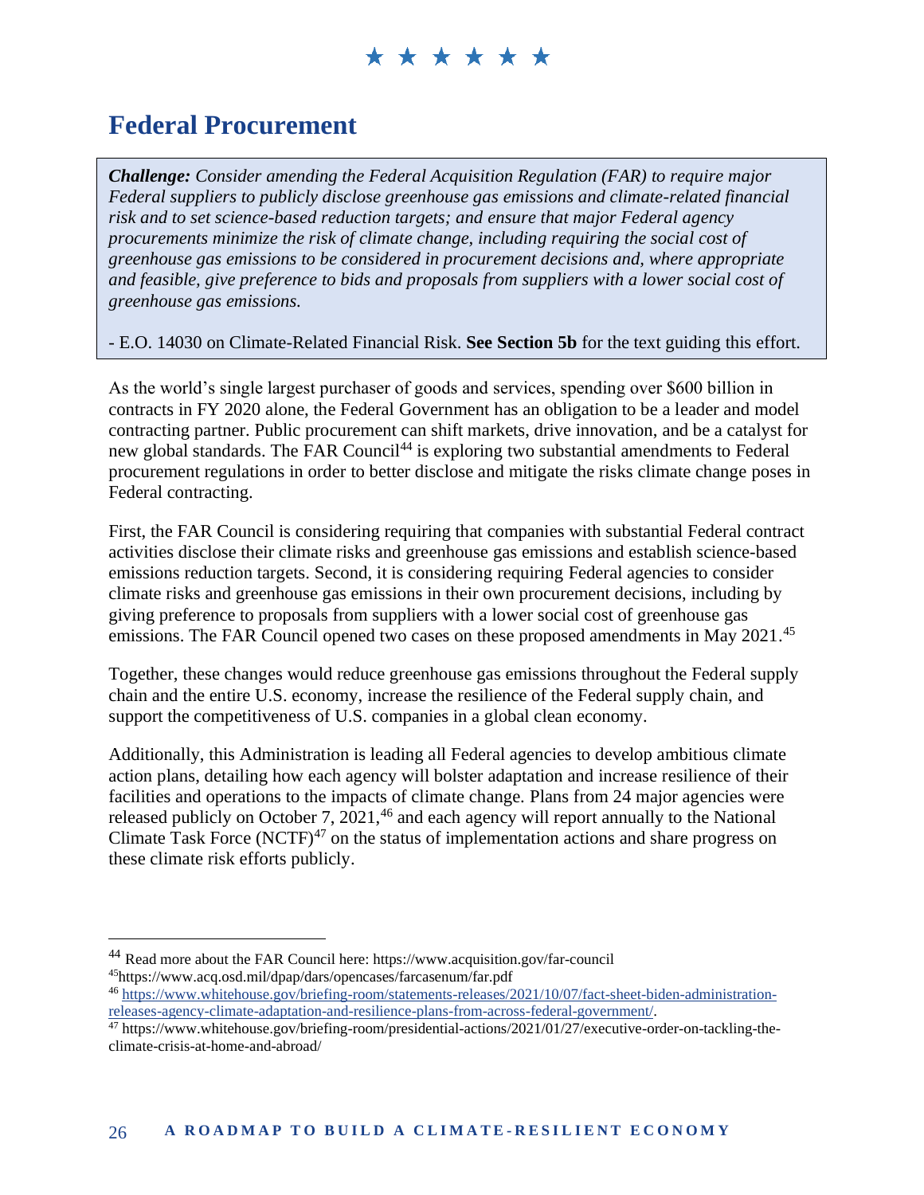# Federal Procurement

> ***Challenge:*** *Consider amending the Federal Acquisition Regulation (FAR) to require major Federal suppliers to publicly disclose greenhouse gas emissions and climate-related financial risk and to set science-based reduction targets; and ensure that major Federal agency procurements minimize the risk of climate change, including requiring the social cost of greenhouse gas emissions to be considered in procurement decisions and, where appropriate and feasible, give preference to bids and proposals from suppliers with a lower social cost of greenhouse gas emissions.*
>
> - E.O. 14030 on Climate-Related Financial Risk. **See Section 5b** for the text guiding this effort.

As the world's single largest purchaser of goods and services, spending over $600 billion in contracts in FY 2020 alone, the Federal Government has an obligation to be a leader and model contracting partner. Public procurement can shift markets, drive innovation, and be a catalyst for new global standards. The FAR Council[44] is exploring two substantial amendments to Federal procurement regulations in order to better disclose and mitigate the risks climate change poses in Federal contracting.

First, the FAR Council is considering requiring that companies with substantial Federal contract activities disclose their climate risks and greenhouse gas emissions and establish science-based emissions reduction targets. Second, it is considering requiring Federal agencies to consider climate risks and greenhouse gas emissions in their own procurement decisions, including by giving preference to proposals from suppliers with a lower social cost of greenhouse gas emissions. The FAR Council opened two cases on these proposed amendments in May 2021.[45]

Together, these changes would reduce greenhouse gas emissions throughout the Federal supply chain and the entire U.S. economy, increase the resilience of the Federal supply chain, and support the competitiveness of U.S. companies in a global clean economy.

Additionally, this Administration is leading all Federal agencies to develop ambitious climate action plans, detailing how each agency will bolster adaptation and increase resilience of their facilities and operations to the impacts of climate change. Plans from 24 major agencies were released publicly on October 7, 2021,[46] and each agency will report annually to the National Climate Task Force (NCTF)[47] on the status of implementation actions and share progress on these climate risk efforts publicly.

---

[44] Read more about the FAR Council here: https://www.acquisition.gov/far-council

[45] https://www.acq.osd.mil/dpap/dars/opencases/farcasenum/far.pdf

[46] https://www.whitehouse.gov/briefing-room/statements-releases/2021/10/07/fact-sheet-biden-administration-releases-agency-climate-adaptation-and-resilience-plans-from-across-federal-government/.

[47] https://www.whitehouse.gov/briefing-room/presidential-actions/2021/01/27/executive-order-on-tackling-the-climate-crisis-at-home-and-abroad/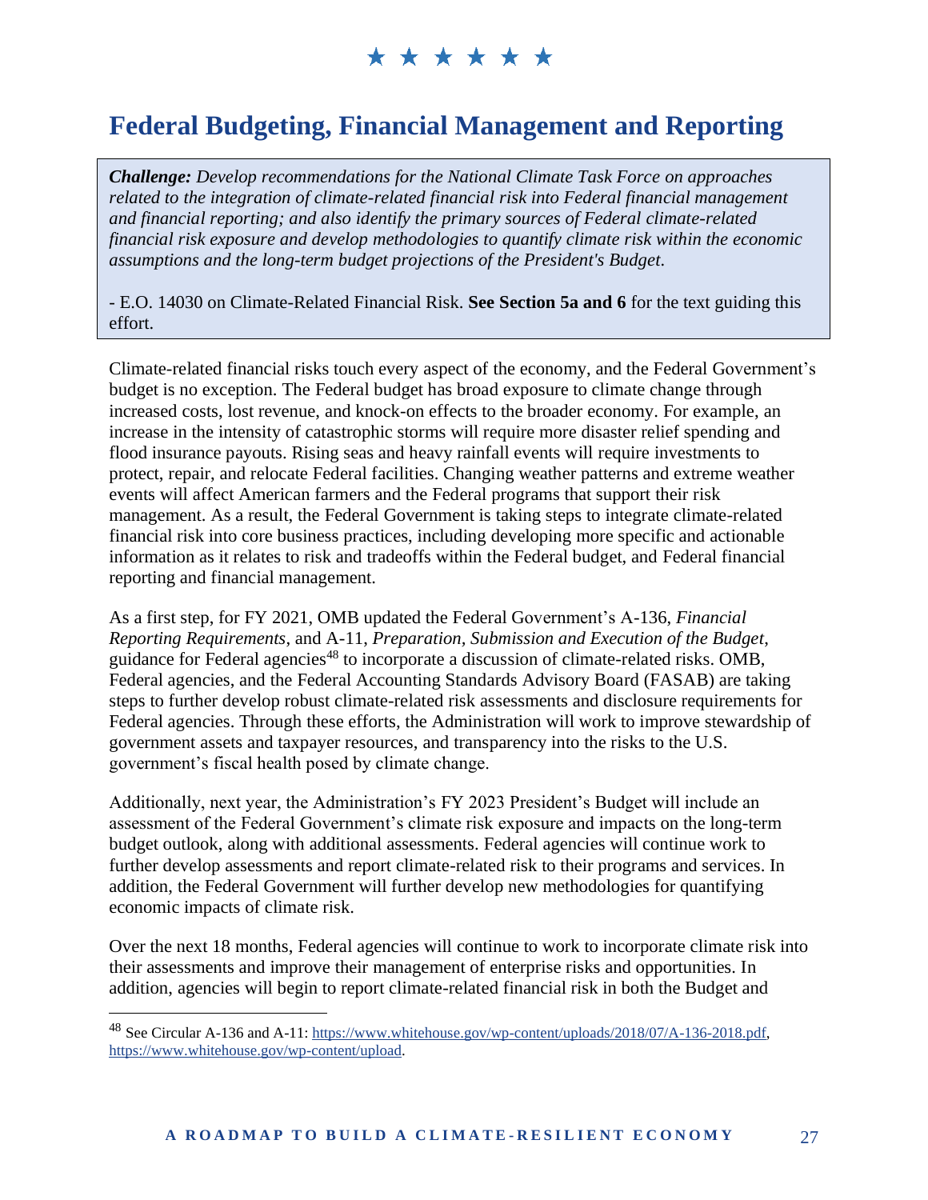# Federal Budgeting, Financial Management and Reporting

> ***Challenge:*** *Develop recommendations for the National Climate Task Force on approaches related to the integration of climate-related financial risk into Federal financial management and financial reporting; and also identify the primary sources of Federal climate-related financial risk exposure and develop methodologies to quantify climate risk within the economic assumptions and the long-term budget projections of the President's Budget.*
>
> \- E.O. 14030 on Climate-Related Financial Risk. **See Section 5a and 6** for the text guiding this effort.

Climate-related financial risks touch every aspect of the economy, and the Federal Government's budget is no exception. The Federal budget has broad exposure to climate change through increased costs, lost revenue, and knock-on effects to the broader economy. For example, an increase in the intensity of catastrophic storms will require more disaster relief spending and flood insurance payouts. Rising seas and heavy rainfall events will require investments to protect, repair, and relocate Federal facilities. Changing weather patterns and extreme weather events will affect American farmers and the Federal programs that support their risk management. As a result, the Federal Government is taking steps to integrate climate-related financial risk into core business practices, including developing more specific and actionable information as it relates to risk and tradeoffs within the Federal budget, and Federal financial reporting and financial management.

As a first step, for FY 2021, OMB updated the Federal Government's A-136, *Financial Reporting Requirements*, and A-11, *Preparation, Submission and Execution of the Budget*, guidance for Federal agencies[48] to incorporate a discussion of climate-related risks. OMB, Federal agencies, and the Federal Accounting Standards Advisory Board (FASAB) are taking steps to further develop robust climate-related risk assessments and disclosure requirements for Federal agencies. Through these efforts, the Administration will work to improve stewardship of government assets and taxpayer resources, and transparency into the risks to the U.S. government's fiscal health posed by climate change.

Additionally, next year, the Administration's FY 2023 President's Budget will include an assessment of the Federal Government's climate risk exposure and impacts on the long-term budget outlook, along with additional assessments. Federal agencies will continue work to further develop assessments and report climate-related risk to their programs and services. In addition, the Federal Government will further develop new methodologies for quantifying economic impacts of climate risk.

Over the next 18 months, Federal agencies will continue to work to incorporate climate risk into their assessments and improve their management of enterprise risks and opportunities. In addition, agencies will begin to report climate-related financial risk in both the Budget and

---

[48] See Circular A-136 and A-11: https://www.whitehouse.gov/wp-content/uploads/2018/07/A-136-2018.pdf, https://www.whitehouse.gov/wp-content/upload.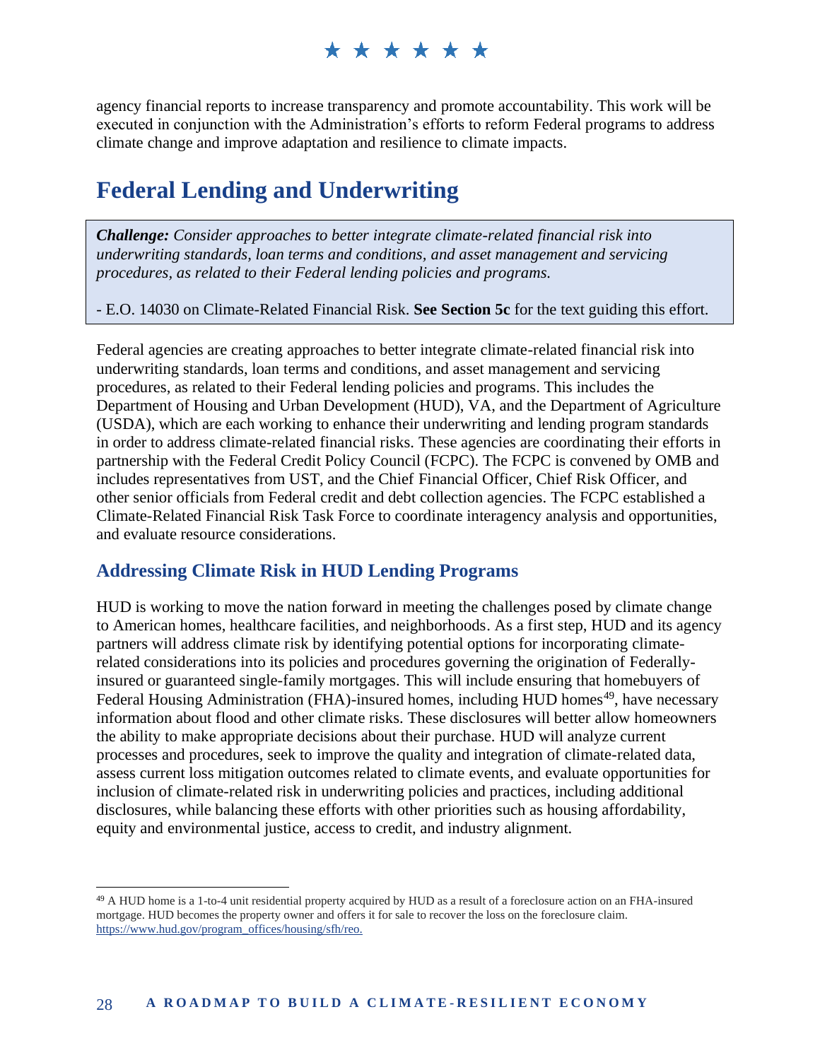agency financial reports to increase transparency and promote accountability. This work will be executed in conjunction with the Administration's efforts to reform Federal programs to address climate change and improve adaptation and resilience to climate impacts.

## Federal Lending and Underwriting

> ***Challenge:*** *Consider approaches to better integrate climate-related financial risk into underwriting standards, loan terms and conditions, and asset management and servicing procedures, as related to their Federal lending policies and programs.*
>
> \- E.O. 14030 on Climate-Related Financial Risk. **See Section 5c** for the text guiding this effort.

Federal agencies are creating approaches to better integrate climate-related financial risk into underwriting standards, loan terms and conditions, and asset management and servicing procedures, as related to their Federal lending policies and programs. This includes the Department of Housing and Urban Development (HUD), VA, and the Department of Agriculture (USDA), which are each working to enhance their underwriting and lending program standards in order to address climate-related financial risks. These agencies are coordinating their efforts in partnership with the Federal Credit Policy Council (FCPC). The FCPC is convened by OMB and includes representatives from UST, and the Chief Financial Officer, Chief Risk Officer, and other senior officials from Federal credit and debt collection agencies. The FCPC established a Climate-Related Financial Risk Task Force to coordinate interagency analysis and opportunities, and evaluate resource considerations.

### Addressing Climate Risk in HUD Lending Programs

HUD is working to move the nation forward in meeting the challenges posed by climate change to American homes, healthcare facilities, and neighborhoods. As a first step, HUD and its agency partners will address climate risk by identifying potential options for incorporating climate-related considerations into its policies and procedures governing the origination of Federally-insured or guaranteed single-family mortgages. This will include ensuring that homebuyers of Federal Housing Administration (FHA)-insured homes, including HUD homes[49], have necessary information about flood and other climate risks. These disclosures will better allow homeowners the ability to make appropriate decisions about their purchase. HUD will analyze current processes and procedures, seek to improve the quality and integration of climate-related data, assess current loss mitigation outcomes related to climate events, and evaluate opportunities for inclusion of climate-related risk in underwriting policies and practices, including additional disclosures, while balancing these efforts with other priorities such as housing affordability, equity and environmental justice, access to credit, and industry alignment.

---

[49] A HUD home is a 1-to-4 unit residential property acquired by HUD as a result of a foreclosure action on an FHA-insured mortgage. HUD becomes the property owner and offers it for sale to recover the loss on the foreclosure claim. https://www.hud.gov/program_offices/housing/sfh/reo.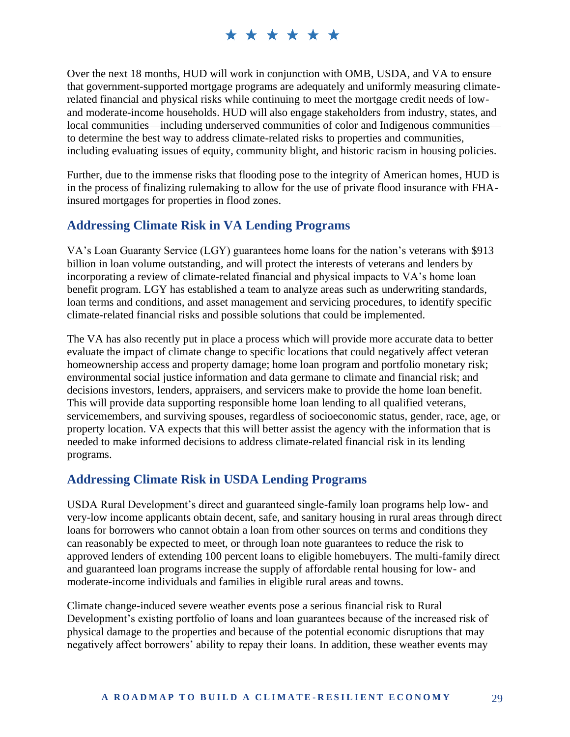Over the next 18 months, HUD will work in conjunction with OMB, USDA, and VA to ensure that government-supported mortgage programs are adequately and uniformly measuring climate-related financial and physical risks while continuing to meet the mortgage credit needs of low- and moderate-income households. HUD will also engage stakeholders from industry, states, and local communities—including underserved communities of color and Indigenous communities—to determine the best way to address climate-related risks to properties and communities, including evaluating issues of equity, community blight, and historic racism in housing policies.

Further, due to the immense risks that flooding pose to the integrity of American homes, HUD is in the process of finalizing rulemaking to allow for the use of private flood insurance with FHA-insured mortgages for properties in flood zones.

## Addressing Climate Risk in VA Lending Programs

VA's Loan Guaranty Service (LGY) guarantees home loans for the nation's veterans with $913 billion in loan volume outstanding, and will protect the interests of veterans and lenders by incorporating a review of climate-related financial and physical impacts to VA's home loan benefit program. LGY has established a team to analyze areas such as underwriting standards, loan terms and conditions, and asset management and servicing procedures, to identify specific climate-related financial risks and possible solutions that could be implemented.

The VA has also recently put in place a process which will provide more accurate data to better evaluate the impact of climate change to specific locations that could negatively affect veteran homeownership access and property damage; home loan program and portfolio monetary risk; environmental social justice information and data germane to climate and financial risk; and decisions investors, lenders, appraisers, and servicers make to provide the home loan benefit. This will provide data supporting responsible home loan lending to all qualified veterans, servicemembers, and surviving spouses, regardless of socioeconomic status, gender, race, age, or property location. VA expects that this will better assist the agency with the information that is needed to make informed decisions to address climate-related financial risk in its lending programs.

## Addressing Climate Risk in USDA Lending Programs

USDA Rural Development's direct and guaranteed single-family loan programs help low- and very-low income applicants obtain decent, safe, and sanitary housing in rural areas through direct loans for borrowers who cannot obtain a loan from other sources on terms and conditions they can reasonably be expected to meet, or through loan note guarantees to reduce the risk to approved lenders of extending 100 percent loans to eligible homebuyers. The multi-family direct and guaranteed loan programs increase the supply of affordable rental housing for low- and moderate-income individuals and families in eligible rural areas and towns.

Climate change-induced severe weather events pose a serious financial risk to Rural Development's existing portfolio of loans and loan guarantees because of the increased risk of physical damage to the properties and because of the potential economic disruptions that may negatively affect borrowers' ability to repay their loans. In addition, these weather events may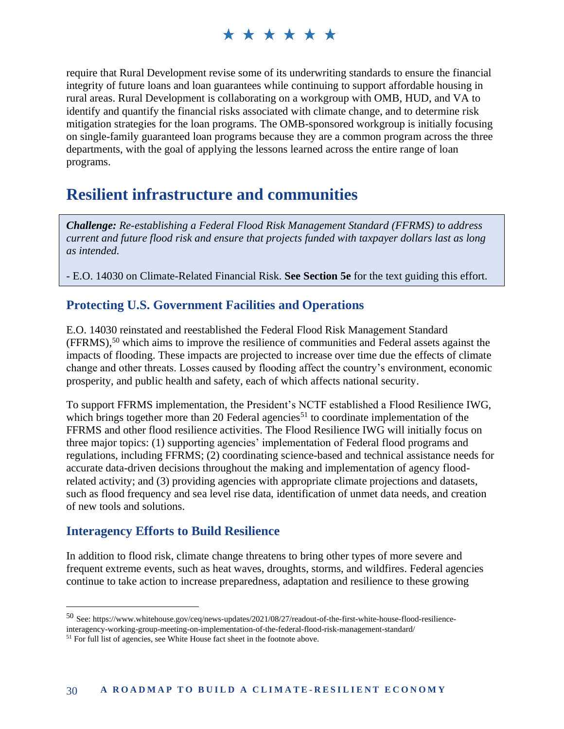require that Rural Development revise some of its underwriting standards to ensure the financial integrity of future loans and loan guarantees while continuing to support affordable housing in rural areas. Rural Development is collaborating on a workgroup with OMB, HUD, and VA to identify and quantify the financial risks associated with climate change, and to determine risk mitigation strategies for the loan programs. The OMB-sponsored workgroup is initially focusing on single-family guaranteed loan programs because they are a common program across the three departments, with the goal of applying the lessons learned across the entire range of loan programs.

## Resilient infrastructure and communities

> ***Challenge:*** *Re-establishing a Federal Flood Risk Management Standard (FFRMS) to address current and future flood risk and ensure that projects funded with taxpayer dollars last as long as intended.*
>
> - E.O. 14030 on Climate-Related Financial Risk. **See Section 5e** for the text guiding this effort.

### Protecting U.S. Government Facilities and Operations

E.O. 14030 reinstated and reestablished the Federal Flood Risk Management Standard (FFRMS),[50] which aims to improve the resilience of communities and Federal assets against the impacts of flooding. These impacts are projected to increase over time due the effects of climate change and other threats. Losses caused by flooding affect the country's environment, economic prosperity, and public health and safety, each of which affects national security.

To support FFRMS implementation, the President's NCTF established a Flood Resilience IWG, which brings together more than 20 Federal agencies[51] to coordinate implementation of the FFRMS and other flood resilience activities. The Flood Resilience IWG will initially focus on three major topics: (1) supporting agencies' implementation of Federal flood programs and regulations, including FFRMS; (2) coordinating science-based and technical assistance needs for accurate data-driven decisions throughout the making and implementation of agency flood-related activity; and (3) providing agencies with appropriate climate projections and datasets, such as flood frequency and sea level rise data, identification of unmet data needs, and creation of new tools and solutions.

### Interagency Efforts to Build Resilience

In addition to flood risk, climate change threatens to bring other types of more severe and frequent extreme events, such as heat waves, droughts, storms, and wildfires. Federal agencies continue to take action to increase preparedness, adaptation and resilience to these growing

---

[50] See: https://www.whitehouse.gov/ceq/news-updates/2021/08/27/readout-of-the-first-white-house-flood-resilience-interagency-working-group-meeting-on-implementation-of-the-federal-flood-risk-management-standard/

[51] For full list of agencies, see White House fact sheet in the footnote above.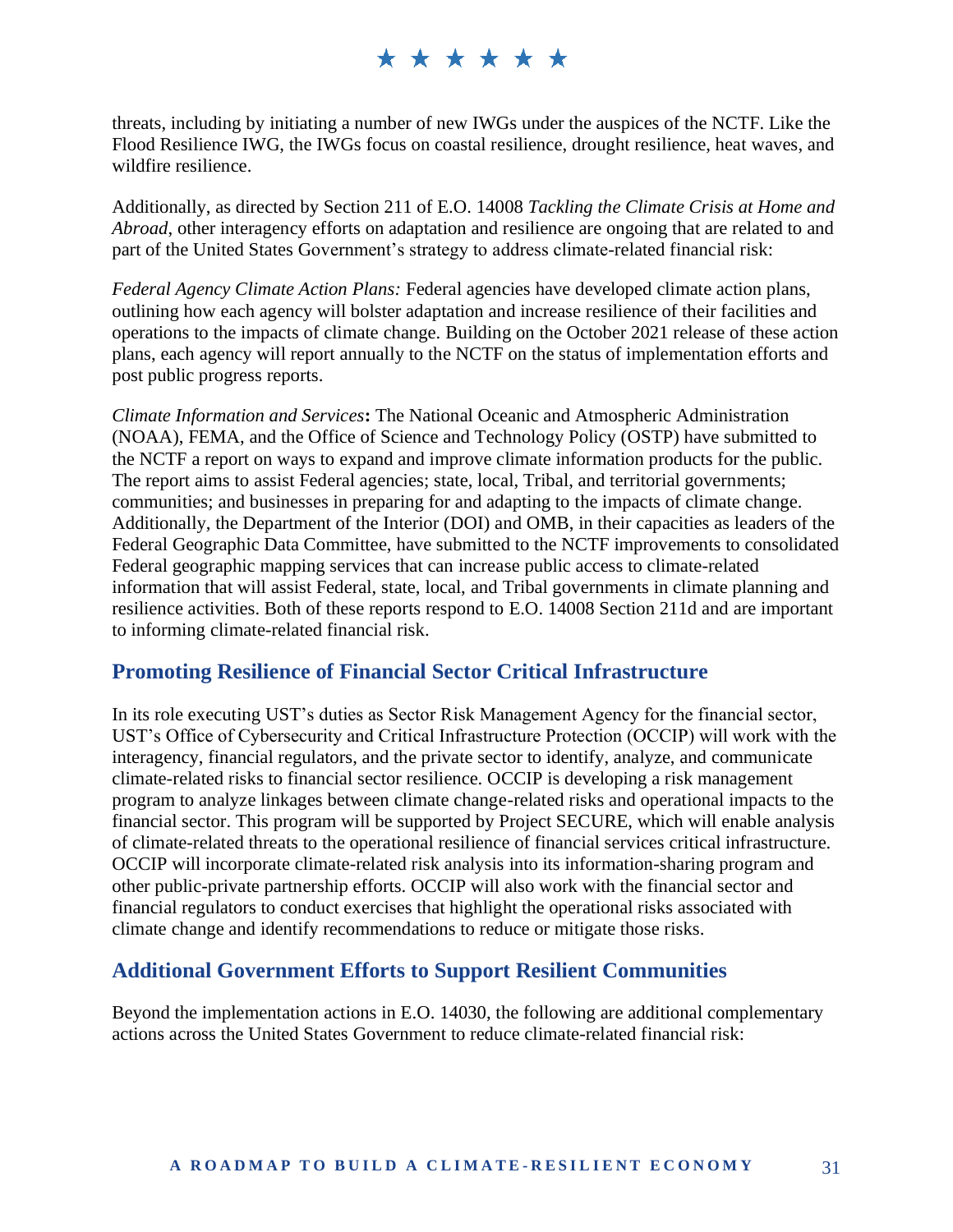threats, including by initiating a number of new IWGs under the auspices of the NCTF. Like the Flood Resilience IWG, the IWGs focus on coastal resilience, drought resilience, heat waves, and wildfire resilience.

Additionally, as directed by Section 211 of E.O. 14008 *Tackling the Climate Crisis at Home and Abroad*, other interagency efforts on adaptation and resilience are ongoing that are related to and part of the United States Government's strategy to address climate-related financial risk:

*Federal Agency Climate Action Plans:* Federal agencies have developed climate action plans, outlining how each agency will bolster adaptation and increase resilience of their facilities and operations to the impacts of climate change. Building on the October 2021 release of these action plans, each agency will report annually to the NCTF on the status of implementation efforts and post public progress reports.

*Climate Information and Services***:** The National Oceanic and Atmospheric Administration (NOAA), FEMA, and the Office of Science and Technology Policy (OSTP) have submitted to the NCTF a report on ways to expand and improve climate information products for the public. The report aims to assist Federal agencies; state, local, Tribal, and territorial governments; communities; and businesses in preparing for and adapting to the impacts of climate change. Additionally, the Department of the Interior (DOI) and OMB, in their capacities as leaders of the Federal Geographic Data Committee, have submitted to the NCTF improvements to consolidated Federal geographic mapping services that can increase public access to climate-related information that will assist Federal, state, local, and Tribal governments in climate planning and resilience activities. Both of these reports respond to E.O. 14008 Section 211d and are important to informing climate-related financial risk.

## Promoting Resilience of Financial Sector Critical Infrastructure

In its role executing UST's duties as Sector Risk Management Agency for the financial sector, UST's Office of Cybersecurity and Critical Infrastructure Protection (OCCIP) will work with the interagency, financial regulators, and the private sector to identify, analyze, and communicate climate-related risks to financial sector resilience. OCCIP is developing a risk management program to analyze linkages between climate change-related risks and operational impacts to the financial sector. This program will be supported by Project SECURE, which will enable analysis of climate-related threats to the operational resilience of financial services critical infrastructure. OCCIP will incorporate climate-related risk analysis into its information-sharing program and other public-private partnership efforts. OCCIP will also work with the financial sector and financial regulators to conduct exercises that highlight the operational risks associated with climate change and identify recommendations to reduce or mitigate those risks.

## Additional Government Efforts to Support Resilient Communities

Beyond the implementation actions in E.O. 14030, the following are additional complementary actions across the United States Government to reduce climate-related financial risk: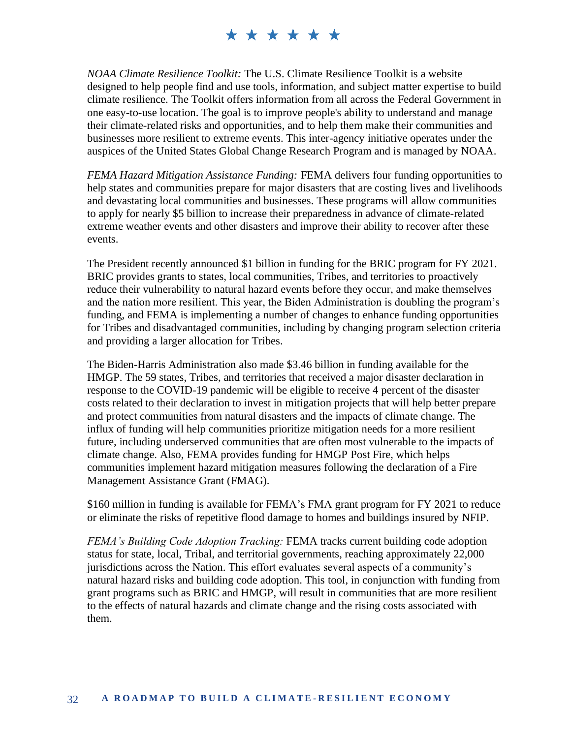*NOAA Climate Resilience Toolkit:* The U.S. Climate Resilience Toolkit is a website designed to help people find and use tools, information, and subject matter expertise to build climate resilience. The Toolkit offers information from all across the Federal Government in one easy-to-use location. The goal is to improve people's ability to understand and manage their climate-related risks and opportunities, and to help them make their communities and businesses more resilient to extreme events. This inter-agency initiative operates under the auspices of the United States Global Change Research Program and is managed by NOAA.

*FEMA Hazard Mitigation Assistance Funding:* FEMA delivers four funding opportunities to help states and communities prepare for major disasters that are costing lives and livelihoods and devastating local communities and businesses. These programs will allow communities to apply for nearly $5 billion to increase their preparedness in advance of climate-related extreme weather events and other disasters and improve their ability to recover after these events.

The President recently announced $1 billion in funding for the BRIC program for FY 2021. BRIC provides grants to states, local communities, Tribes, and territories to proactively reduce their vulnerability to natural hazard events before they occur, and make themselves and the nation more resilient. This year, the Biden Administration is doubling the program's funding, and FEMA is implementing a number of changes to enhance funding opportunities for Tribes and disadvantaged communities, including by changing program selection criteria and providing a larger allocation for Tribes.

The Biden-Harris Administration also made $3.46 billion in funding available for the HMGP. The 59 states, Tribes, and territories that received a major disaster declaration in response to the COVID-19 pandemic will be eligible to receive 4 percent of the disaster costs related to their declaration to invest in mitigation projects that will help better prepare and protect communities from natural disasters and the impacts of climate change. The influx of funding will help communities prioritize mitigation needs for a more resilient future, including underserved communities that are often most vulnerable to the impacts of climate change. Also, FEMA provides funding for HMGP Post Fire, which helps communities implement hazard mitigation measures following the declaration of a Fire Management Assistance Grant (FMAG).

$160 million in funding is available for FEMA's FMA grant program for FY 2021 to reduce or eliminate the risks of repetitive flood damage to homes and buildings insured by NFIP.

*FEMA's Building Code Adoption Tracking:* FEMA tracks current building code adoption status for state, local, Tribal, and territorial governments, reaching approximately 22,000 jurisdictions across the Nation. This effort evaluates several aspects of a community's natural hazard risks and building code adoption. This tool, in conjunction with funding from grant programs such as BRIC and HMGP, will result in communities that are more resilient to the effects of natural hazards and climate change and the rising costs associated with them.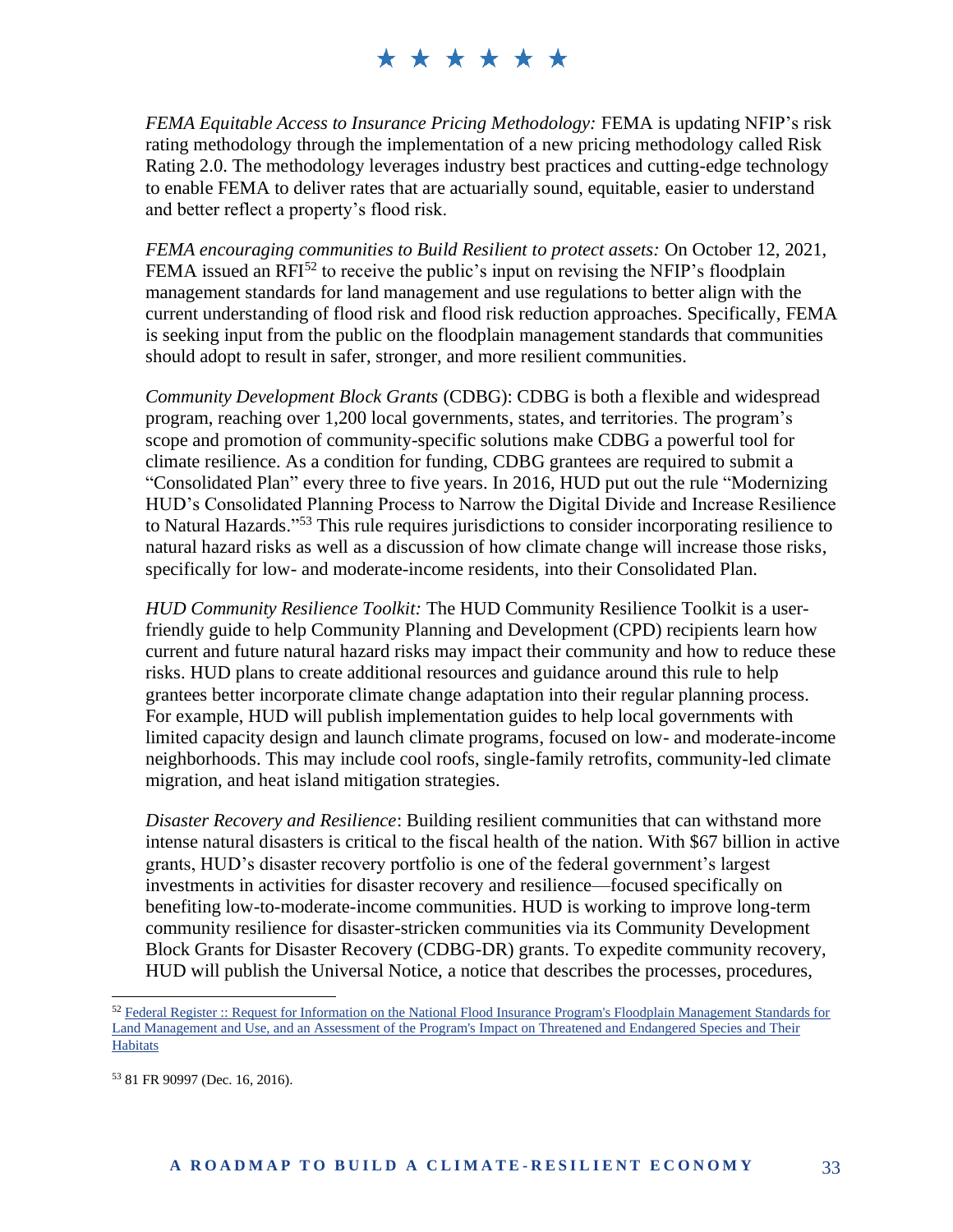*FEMA Equitable Access to Insurance Pricing Methodology:* FEMA is updating NFIP's risk rating methodology through the implementation of a new pricing methodology called Risk Rating 2.0. The methodology leverages industry best practices and cutting-edge technology to enable FEMA to deliver rates that are actuarially sound, equitable, easier to understand and better reflect a property's flood risk.

*FEMA encouraging communities to Build Resilient to protect assets:* On October 12, 2021, FEMA issued an RFI[52] to receive the public's input on revising the NFIP's floodplain management standards for land management and use regulations to better align with the current understanding of flood risk and flood risk reduction approaches. Specifically, FEMA is seeking input from the public on the floodplain management standards that communities should adopt to result in safer, stronger, and more resilient communities.

*Community Development Block Grants* (CDBG): CDBG is both a flexible and widespread program, reaching over 1,200 local governments, states, and territories. The program's scope and promotion of community-specific solutions make CDBG a powerful tool for climate resilience. As a condition for funding, CDBG grantees are required to submit a "Consolidated Plan" every three to five years. In 2016, HUD put out the rule "Modernizing HUD's Consolidated Planning Process to Narrow the Digital Divide and Increase Resilience to Natural Hazards."[53] This rule requires jurisdictions to consider incorporating resilience to natural hazard risks as well as a discussion of how climate change will increase those risks, specifically for low- and moderate-income residents, into their Consolidated Plan.

*HUD Community Resilience Toolkit:* The HUD Community Resilience Toolkit is a user-friendly guide to help Community Planning and Development (CPD) recipients learn how current and future natural hazard risks may impact their community and how to reduce these risks. HUD plans to create additional resources and guidance around this rule to help grantees better incorporate climate change adaptation into their regular planning process. For example, HUD will publish implementation guides to help local governments with limited capacity design and launch climate programs, focused on low- and moderate-income neighborhoods. This may include cool roofs, single-family retrofits, community-led climate migration, and heat island mitigation strategies.

*Disaster Recovery and Resilience*: Building resilient communities that can withstand more intense natural disasters is critical to the fiscal health of the nation. With $67 billion in active grants, HUD's disaster recovery portfolio is one of the federal government's largest investments in activities for disaster recovery and resilience—focused specifically on benefiting low-to-moderate-income communities. HUD is working to improve long-term community resilience for disaster-stricken communities via its Community Development Block Grants for Disaster Recovery (CDBG-DR) grants. To expedite community recovery, HUD will publish the Universal Notice, a notice that describes the processes, procedures,

---

[52] Federal Register :: Request for Information on the National Flood Insurance Program's Floodplain Management Standards for Land Management and Use, and an Assessment of the Program's Impact on Threatened and Endangered Species and Their Habitats

[53] 81 FR 90997 (Dec. 16, 2016).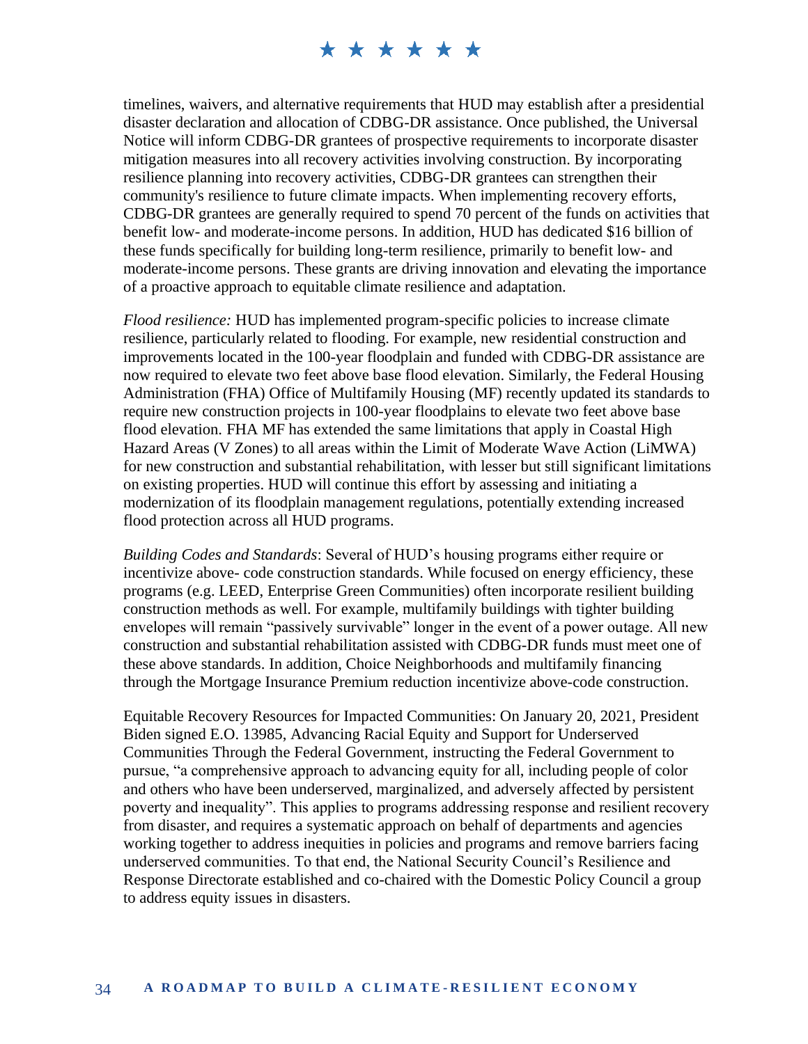timelines, waivers, and alternative requirements that HUD may establish after a presidential disaster declaration and allocation of CDBG-DR assistance. Once published, the Universal Notice will inform CDBG-DR grantees of prospective requirements to incorporate disaster mitigation measures into all recovery activities involving construction. By incorporating resilience planning into recovery activities, CDBG-DR grantees can strengthen their community's resilience to future climate impacts. When implementing recovery efforts, CDBG-DR grantees are generally required to spend 70 percent of the funds on activities that benefit low- and moderate-income persons. In addition, HUD has dedicated $16 billion of these funds specifically for building long-term resilience, primarily to benefit low- and moderate-income persons. These grants are driving innovation and elevating the importance of a proactive approach to equitable climate resilience and adaptation.

*Flood resilience:* HUD has implemented program-specific policies to increase climate resilience, particularly related to flooding. For example, new residential construction and improvements located in the 100-year floodplain and funded with CDBG-DR assistance are now required to elevate two feet above base flood elevation. Similarly, the Federal Housing Administration (FHA) Office of Multifamily Housing (MF) recently updated its standards to require new construction projects in 100-year floodplains to elevate two feet above base flood elevation. FHA MF has extended the same limitations that apply in Coastal High Hazard Areas (V Zones) to all areas within the Limit of Moderate Wave Action (LiMWA) for new construction and substantial rehabilitation, with lesser but still significant limitations on existing properties. HUD will continue this effort by assessing and initiating a modernization of its floodplain management regulations, potentially extending increased flood protection across all HUD programs.

*Building Codes and Standards*: Several of HUD's housing programs either require or incentivize above- code construction standards. While focused on energy efficiency, these programs (e.g. LEED, Enterprise Green Communities) often incorporate resilient building construction methods as well. For example, multifamily buildings with tighter building envelopes will remain "passively survivable" longer in the event of a power outage. All new construction and substantial rehabilitation assisted with CDBG-DR funds must meet one of these above standards. In addition, Choice Neighborhoods and multifamily financing through the Mortgage Insurance Premium reduction incentivize above-code construction.

Equitable Recovery Resources for Impacted Communities: On January 20, 2021, President Biden signed E.O. 13985, Advancing Racial Equity and Support for Underserved Communities Through the Federal Government, instructing the Federal Government to pursue, "a comprehensive approach to advancing equity for all, including people of color and others who have been underserved, marginalized, and adversely affected by persistent poverty and inequality". This applies to programs addressing response and resilient recovery from disaster, and requires a systematic approach on behalf of departments and agencies working together to address inequities in policies and programs and remove barriers facing underserved communities. To that end, the National Security Council's Resilience and Response Directorate established and co-chaired with the Domestic Policy Council a group to address equity issues in disasters.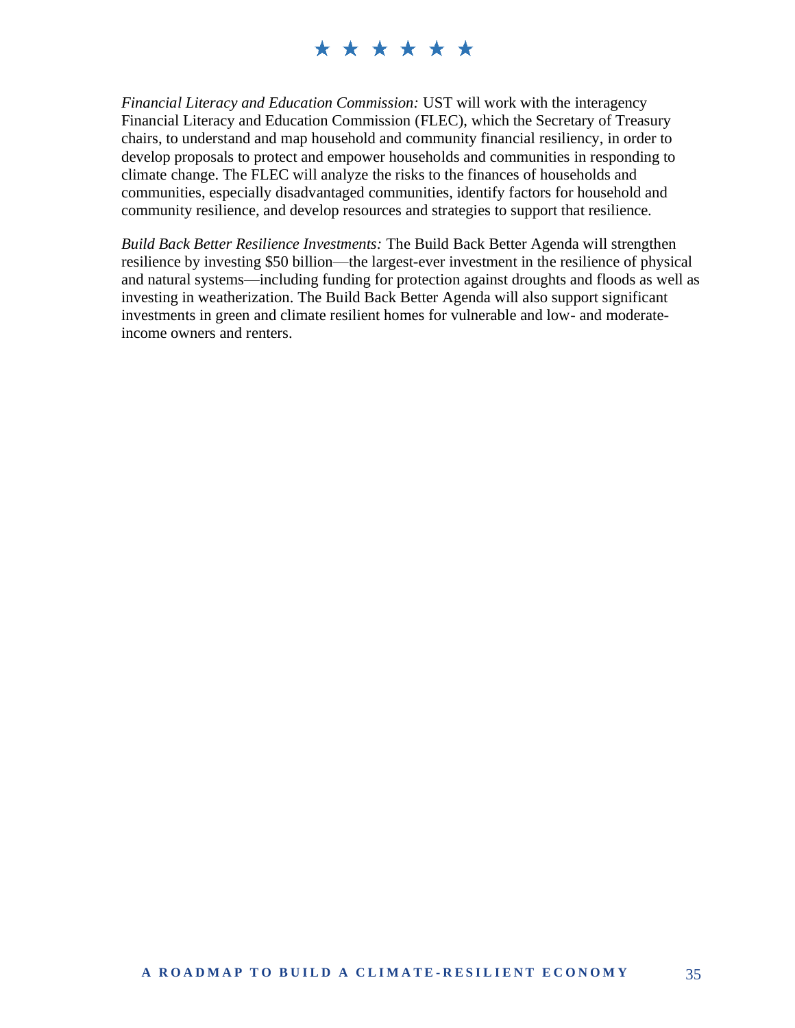*Financial Literacy and Education Commission:* UST will work with the interagency Financial Literacy and Education Commission (FLEC), which the Secretary of Treasury chairs, to understand and map household and community financial resiliency, in order to develop proposals to protect and empower households and communities in responding to climate change. The FLEC will analyze the risks to the finances of households and communities, especially disadvantaged communities, identify factors for household and community resilience, and develop resources and strategies to support that resilience.

*Build Back Better Resilience Investments:* The Build Back Better Agenda will strengthen resilience by investing $50 billion—the largest-ever investment in the resilience of physical and natural systems—including funding for protection against droughts and floods as well as investing in weatherization. The Build Back Better Agenda will also support significant investments in green and climate resilient homes for vulnerable and low- and moderate-income owners and renters.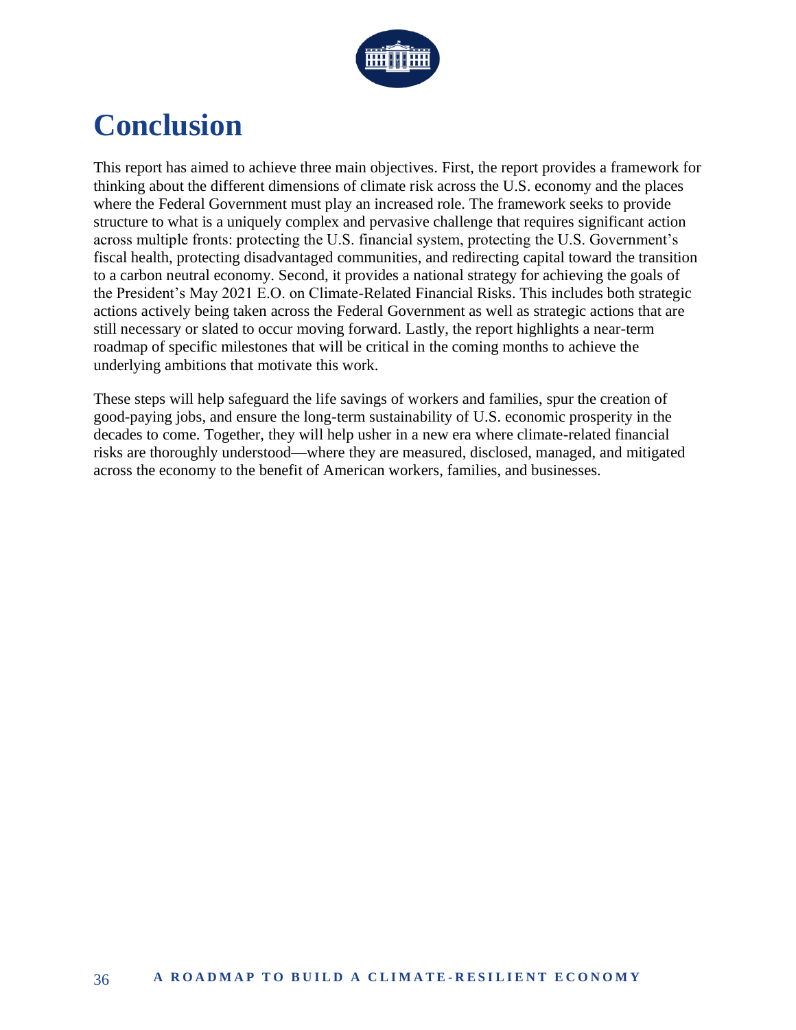# Conclusion

This report has aimed to achieve three main objectives. First, the report provides a framework for thinking about the different dimensions of climate risk across the U.S. economy and the places where the Federal Government must play an increased role. The framework seeks to provide structure to what is a uniquely complex and pervasive challenge that requires significant action across multiple fronts: protecting the U.S. financial system, protecting the U.S. Government's fiscal health, protecting disadvantaged communities, and redirecting capital toward the transition to a carbon neutral economy. Second, it provides a national strategy for achieving the goals of the President's May 2021 E.O. on Climate-Related Financial Risks. This includes both strategic actions actively being taken across the Federal Government as well as strategic actions that are still necessary or slated to occur moving forward. Lastly, the report highlights a near-term roadmap of specific milestones that will be critical in the coming months to achieve the underlying ambitions that motivate this work.

These steps will help safeguard the life savings of workers and families, spur the creation of good-paying jobs, and ensure the long-term sustainability of U.S. economic prosperity in the decades to come. Together, they will help usher in a new era where climate-related financial risks are thoroughly understood—where they are measured, disclosed, managed, and mitigated across the economy to the benefit of American workers, families, and businesses.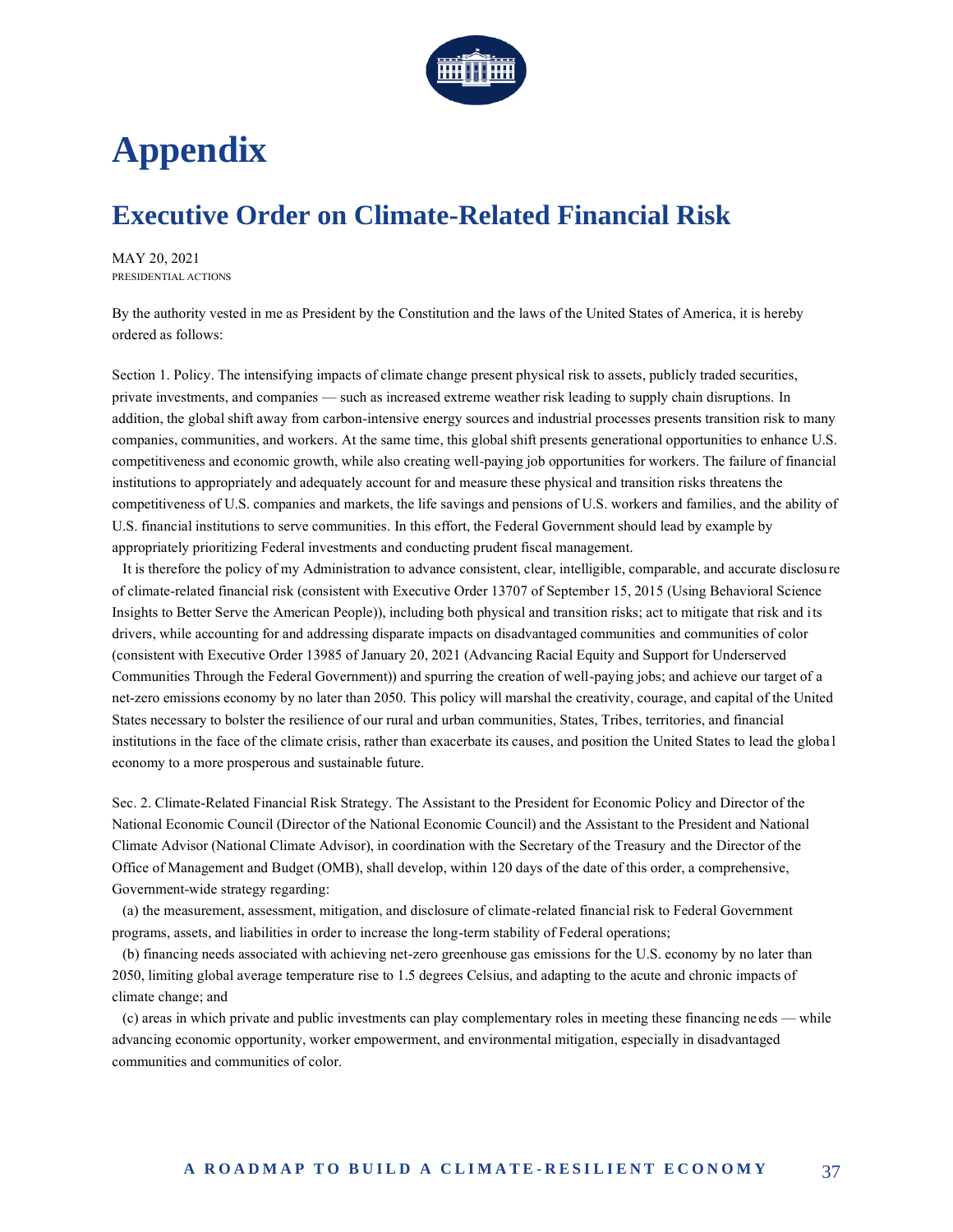# Appendix

## Executive Order on Climate-Related Financial Risk

MAY 20, 2021
PRESIDENTIAL ACTIONS

By the authority vested in me as President by the Constitution and the laws of the United States of America, it is hereby ordered as follows:

Section 1. Policy. The intensifying impacts of climate change present physical risk to assets, publicly traded securities, private investments, and companies — such as increased extreme weather risk leading to supply chain disruptions. In addition, the global shift away from carbon-intensive energy sources and industrial processes presents transition risk to many companies, communities, and workers. At the same time, this global shift presents generational opportunities to enhance U.S. competitiveness and economic growth, while also creating well-paying job opportunities for workers. The failure of financial institutions to appropriately and adequately account for and measure these physical and transition risks threatens the competitiveness of U.S. companies and markets, the life savings and pensions of U.S. workers and families, and the ability of U.S. financial institutions to serve communities. In this effort, the Federal Government should lead by example by appropriately prioritizing Federal investments and conducting prudent fiscal management.

It is therefore the policy of my Administration to advance consistent, clear, intelligible, comparable, and accurate disclosure of climate-related financial risk (consistent with Executive Order 13707 of September 15, 2015 (Using Behavioral Science Insights to Better Serve the American People)), including both physical and transition risks; act to mitigate that risk and its drivers, while accounting for and addressing disparate impacts on disadvantaged communities and communities of color (consistent with Executive Order 13985 of January 20, 2021 (Advancing Racial Equity and Support for Underserved Communities Through the Federal Government)) and spurring the creation of well-paying jobs; and achieve our target of a net-zero emissions economy by no later than 2050. This policy will marshal the creativity, courage, and capital of the United States necessary to bolster the resilience of our rural and urban communities, States, Tribes, territories, and financial institutions in the face of the climate crisis, rather than exacerbate its causes, and position the United States to lead the global economy to a more prosperous and sustainable future.

Sec. 2. Climate-Related Financial Risk Strategy. The Assistant to the President for Economic Policy and Director of the National Economic Council (Director of the National Economic Council) and the Assistant to the President and National Climate Advisor (National Climate Advisor), in coordination with the Secretary of the Treasury and the Director of the Office of Management and Budget (OMB), shall develop, within 120 days of the date of this order, a comprehensive, Government-wide strategy regarding:

(a) the measurement, assessment, mitigation, and disclosure of climate-related financial risk to Federal Government programs, assets, and liabilities in order to increase the long-term stability of Federal operations;

(b) financing needs associated with achieving net-zero greenhouse gas emissions for the U.S. economy by no later than 2050, limiting global average temperature rise to 1.5 degrees Celsius, and adapting to the acute and chronic impacts of climate change; and

(c) areas in which private and public investments can play complementary roles in meeting these financing needs — while advancing economic opportunity, worker empowerment, and environmental mitigation, especially in disadvantaged communities and communities of color.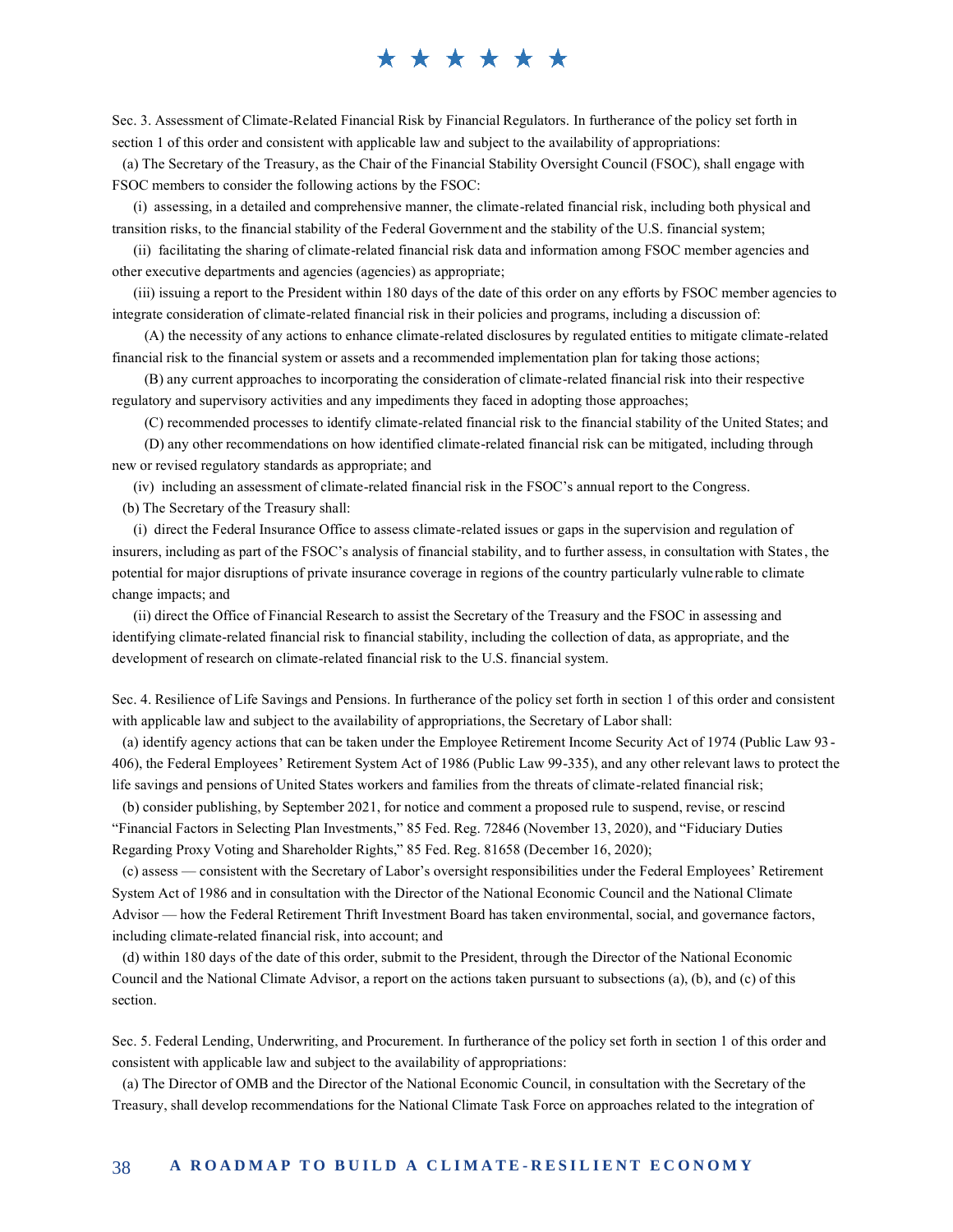Sec. 3. Assessment of Climate-Related Financial Risk by Financial Regulators. In furtherance of the policy set forth in section 1 of this order and consistent with applicable law and subject to the availability of appropriations:

(a) The Secretary of the Treasury, as the Chair of the Financial Stability Oversight Council (FSOC), shall engage with FSOC members to consider the following actions by the FSOC:

(i) assessing, in a detailed and comprehensive manner, the climate-related financial risk, including both physical and transition risks, to the financial stability of the Federal Government and the stability of the U.S. financial system;

(ii) facilitating the sharing of climate-related financial risk data and information among FSOC member agencies and other executive departments and agencies (agencies) as appropriate;

(iii) issuing a report to the President within 180 days of the date of this order on any efforts by FSOC member agencies to integrate consideration of climate-related financial risk in their policies and programs, including a discussion of:

(A) the necessity of any actions to enhance climate-related disclosures by regulated entities to mitigate climate-related financial risk to the financial system or assets and a recommended implementation plan for taking those actions;

(B) any current approaches to incorporating the consideration of climate-related financial risk into their respective regulatory and supervisory activities and any impediments they faced in adopting those approaches;

(C) recommended processes to identify climate-related financial risk to the financial stability of the United States; and

(D) any other recommendations on how identified climate-related financial risk can be mitigated, including through new or revised regulatory standards as appropriate; and

(iv) including an assessment of climate-related financial risk in the FSOC's annual report to the Congress.

(b) The Secretary of the Treasury shall:

(i) direct the Federal Insurance Office to assess climate-related issues or gaps in the supervision and regulation of insurers, including as part of the FSOC's analysis of financial stability, and to further assess, in consultation with States, the potential for major disruptions of private insurance coverage in regions of the country particularly vulnerable to climate change impacts; and

(ii) direct the Office of Financial Research to assist the Secretary of the Treasury and the FSOC in assessing and identifying climate-related financial risk to financial stability, including the collection of data, as appropriate, and the development of research on climate-related financial risk to the U.S. financial system.

Sec. 4. Resilience of Life Savings and Pensions. In furtherance of the policy set forth in section 1 of this order and consistent with applicable law and subject to the availability of appropriations, the Secretary of Labor shall:

(a) identify agency actions that can be taken under the Employee Retirement Income Security Act of 1974 (Public Law 93-406), the Federal Employees' Retirement System Act of 1986 (Public Law 99-335), and any other relevant laws to protect the life savings and pensions of United States workers and families from the threats of climate-related financial risk;

(b) consider publishing, by September 2021, for notice and comment a proposed rule to suspend, revise, or rescind "Financial Factors in Selecting Plan Investments," 85 Fed. Reg. 72846 (November 13, 2020), and "Fiduciary Duties Regarding Proxy Voting and Shareholder Rights," 85 Fed. Reg. 81658 (December 16, 2020);

(c) assess — consistent with the Secretary of Labor's oversight responsibilities under the Federal Employees' Retirement System Act of 1986 and in consultation with the Director of the National Economic Council and the National Climate Advisor — how the Federal Retirement Thrift Investment Board has taken environmental, social, and governance factors, including climate-related financial risk, into account; and

(d) within 180 days of the date of this order, submit to the President, through the Director of the National Economic Council and the National Climate Advisor, a report on the actions taken pursuant to subsections (a), (b), and (c) of this section.

Sec. 5. Federal Lending, Underwriting, and Procurement. In furtherance of the policy set forth in section 1 of this order and consistent with applicable law and subject to the availability of appropriations:

(a) The Director of OMB and the Director of the National Economic Council, in consultation with the Secretary of the Treasury, shall develop recommendations for the National Climate Task Force on approaches related to the integration of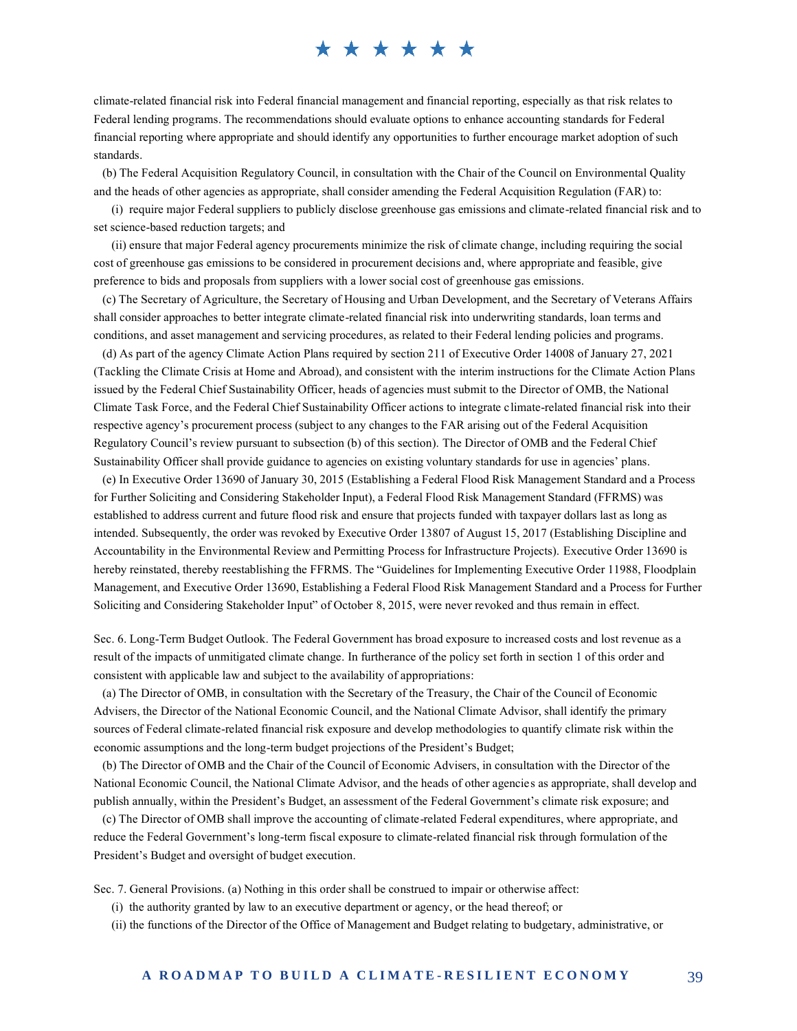climate-related financial risk into Federal financial management and financial reporting, especially as that risk relates to Federal lending programs. The recommendations should evaluate options to enhance accounting standards for Federal financial reporting where appropriate and should identify any opportunities to further encourage market adoption of such standards.

(b) The Federal Acquisition Regulatory Council, in consultation with the Chair of the Council on Environmental Quality and the heads of other agencies as appropriate, shall consider amending the Federal Acquisition Regulation (FAR) to:

(i) require major Federal suppliers to publicly disclose greenhouse gas emissions and climate-related financial risk and to set science-based reduction targets; and

(ii) ensure that major Federal agency procurements minimize the risk of climate change, including requiring the social cost of greenhouse gas emissions to be considered in procurement decisions and, where appropriate and feasible, give preference to bids and proposals from suppliers with a lower social cost of greenhouse gas emissions.

(c) The Secretary of Agriculture, the Secretary of Housing and Urban Development, and the Secretary of Veterans Affairs shall consider approaches to better integrate climate-related financial risk into underwriting standards, loan terms and conditions, and asset management and servicing procedures, as related to their Federal lending policies and programs.

(d) As part of the agency Climate Action Plans required by section 211 of Executive Order 14008 of January 27, 2021 (Tackling the Climate Crisis at Home and Abroad), and consistent with the interim instructions for the Climate Action Plans issued by the Federal Chief Sustainability Officer, heads of agencies must submit to the Director of OMB, the National Climate Task Force, and the Federal Chief Sustainability Officer actions to integrate climate-related financial risk into their respective agency's procurement process (subject to any changes to the FAR arising out of the Federal Acquisition Regulatory Council's review pursuant to subsection (b) of this section). The Director of OMB and the Federal Chief Sustainability Officer shall provide guidance to agencies on existing voluntary standards for use in agencies' plans.

(e) In Executive Order 13690 of January 30, 2015 (Establishing a Federal Flood Risk Management Standard and a Process for Further Soliciting and Considering Stakeholder Input), a Federal Flood Risk Management Standard (FFRMS) was established to address current and future flood risk and ensure that projects funded with taxpayer dollars last as long as intended. Subsequently, the order was revoked by Executive Order 13807 of August 15, 2017 (Establishing Discipline and Accountability in the Environmental Review and Permitting Process for Infrastructure Projects). Executive Order 13690 is hereby reinstated, thereby reestablishing the FFRMS. The "Guidelines for Implementing Executive Order 11988, Floodplain Management, and Executive Order 13690, Establishing a Federal Flood Risk Management Standard and a Process for Further Soliciting and Considering Stakeholder Input" of October 8, 2015, were never revoked and thus remain in effect.

Sec. 6. Long-Term Budget Outlook. The Federal Government has broad exposure to increased costs and lost revenue as a result of the impacts of unmitigated climate change. In furtherance of the policy set forth in section 1 of this order and consistent with applicable law and subject to the availability of appropriations:

(a) The Director of OMB, in consultation with the Secretary of the Treasury, the Chair of the Council of Economic Advisers, the Director of the National Economic Council, and the National Climate Advisor, shall identify the primary sources of Federal climate-related financial risk exposure and develop methodologies to quantify climate risk within the economic assumptions and the long-term budget projections of the President's Budget;

(b) The Director of OMB and the Chair of the Council of Economic Advisers, in consultation with the Director of the National Economic Council, the National Climate Advisor, and the heads of other agencies as appropriate, shall develop and publish annually, within the President's Budget, an assessment of the Federal Government's climate risk exposure; and

(c) The Director of OMB shall improve the accounting of climate-related Federal expenditures, where appropriate, and reduce the Federal Government's long-term fiscal exposure to climate-related financial risk through formulation of the President's Budget and oversight of budget execution.

Sec. 7. General Provisions. (a) Nothing in this order shall be construed to impair or otherwise affect:

(i) the authority granted by law to an executive department or agency, or the head thereof; or

(ii) the functions of the Director of the Office of Management and Budget relating to budgetary, administrative, or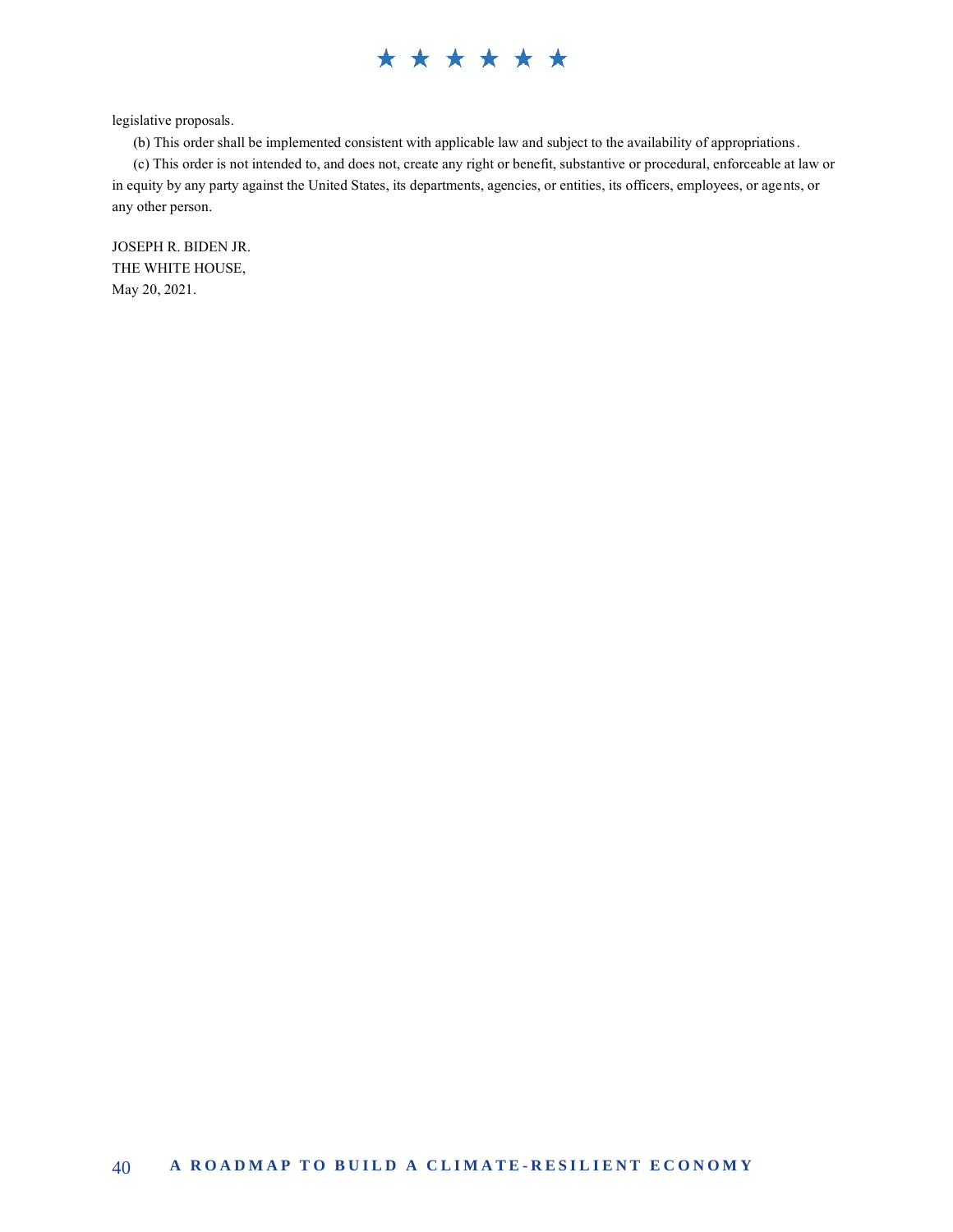legislative proposals.

(b) This order shall be implemented consistent with applicable law and subject to the availability of appropriations.

(c) This order is not intended to, and does not, create any right or benefit, substantive or procedural, enforceable at law or in equity by any party against the United States, its departments, agencies, or entities, its officers, employees, or agents, or any other person.

JOSEPH R. BIDEN JR.
THE WHITE HOUSE,
May 20, 2021.